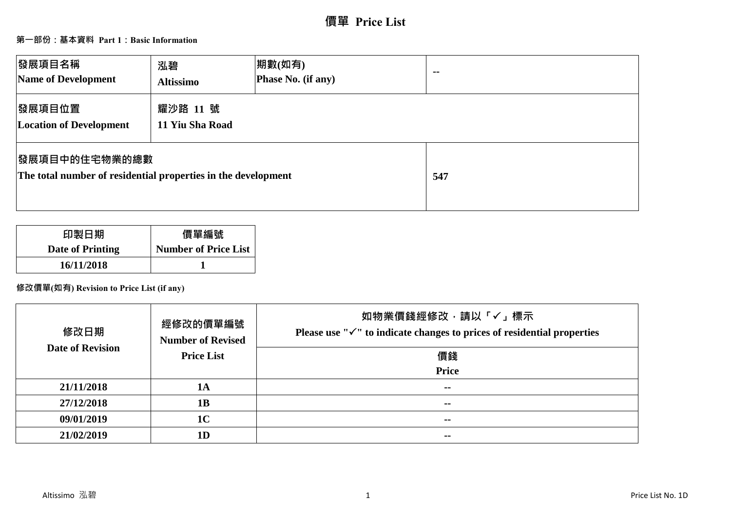# 價單 Price List

**第一部份：基本資料 Part 1：Basic Information**

| 發展項目名稱 Name of Development | 泓碧 Altissimo | 期數(如有) Phase No. (if any) | -- |
|---|---|---|---|
| 發展項目位置 Location of Development | 耀沙路 11 號 11 Yiu Sha Road | | |
| 發展項目中的住宅物業的總數 The total number of residential properties in the development | | | 547 |

| 印製日期 Date of Printing | 價單編號 Number of Price List |
|---|---|
| 16/11/2018 | 1 |

**修改價單(如有) Revision to Price List (if any)**

| 修改日期 Date of Revision | 經修改的價單編號 Number of Revised Price List | 如物業價錢經修改，請以「✓」標示 Please use "✓" to indicate changes to prices of residential properties |
|---|---|---|
| | | 價錢 Price |
| 21/11/2018 | 1A | -- |
| 27/12/2018 | 1B | -- |
| 09/01/2019 | 1C | -- |
| 21/02/2019 | 1D | -- |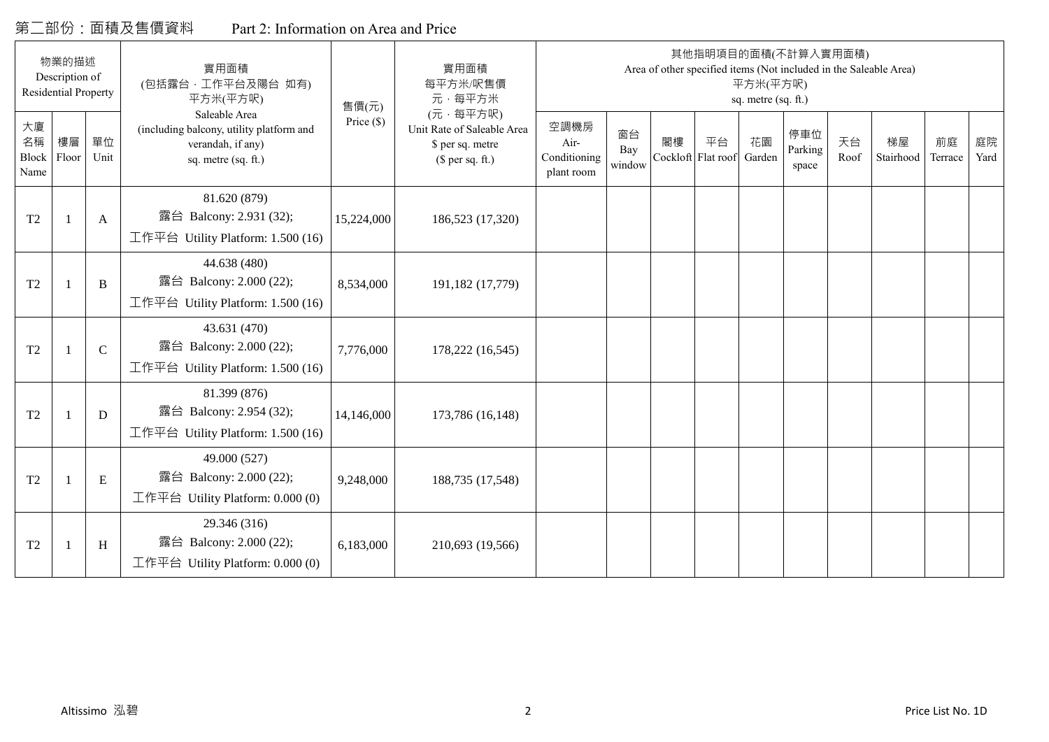# 第二部份：面積及售價資料　　Part 2: Information on Area and Price

| 物業的描述 Description of Residential Property | | | 實用面積 (包括露台，工作平台及陽台 如有) 平方米(平方呎) Saleable Area (including balcony, utility platform and verandah, if any) sq. metre (sq. ft.) | 售價(元) Price ($) | 實用面積 每平方米/呎售價 元，每平方米 (元，每平方呎) Unit Rate of Saleable Area $ per sq. metre ($ per sq. ft.) | 其他指明項目的面積(不計算入實用面積) Area of other specified items (Not included in the Saleable Area) 平方米(平方呎) sq. metre (sq. ft.) | | | | | | | | | |
|---|---|---|---|---|---|---|---|---|---|---|---|---|---|---|---|
| 大廈名稱 Block Name | 樓層 Floor | 單位 Unit | | | | 空調機房 Air-Conditioning plant room | 窗台 Bay window | 閣樓 Cockloft | 平台 Flat roof | 花園 Garden | 停車位 Parking space | 天台 Roof | 梯屋 Stairhood | 前庭 Terrace | 庭院 Yard |
| T2 | 1 | A | 81.620 (879) 露台 Balcony: 2.931 (32); 工作平台 Utility Platform: 1.500 (16) | 15,224,000 | 186,523 (17,320) | | | | | | | | | | |
| T2 | 1 | B | 44.638 (480) 露台 Balcony: 2.000 (22); 工作平台 Utility Platform: 1.500 (16) | 8,534,000 | 191,182 (17,779) | | | | | | | | | | |
| T2 | 1 | C | 43.631 (470) 露台 Balcony: 2.000 (22); 工作平台 Utility Platform: 1.500 (16) | 7,776,000 | 178,222 (16,545) | | | | | | | | | | |
| T2 | 1 | D | 81.399 (876) 露台 Balcony: 2.954 (32); 工作平台 Utility Platform: 1.500 (16) | 14,146,000 | 173,786 (16,148) | | | | | | | | | | |
| T2 | 1 | E | 49.000 (527) 露台 Balcony: 2.000 (22); 工作平台 Utility Platform: 0.000 (0) | 9,248,000 | 188,735 (17,548) | | | | | | | | | | |
| T2 | 1 | H | 29.346 (316) 露台 Balcony: 2.000 (22); 工作平台 Utility Platform: 0.000 (0) | 6,183,000 | 210,693 (19,566) | | | | | | | | | | |

Altissimo 泓碧　　Price List No. 1D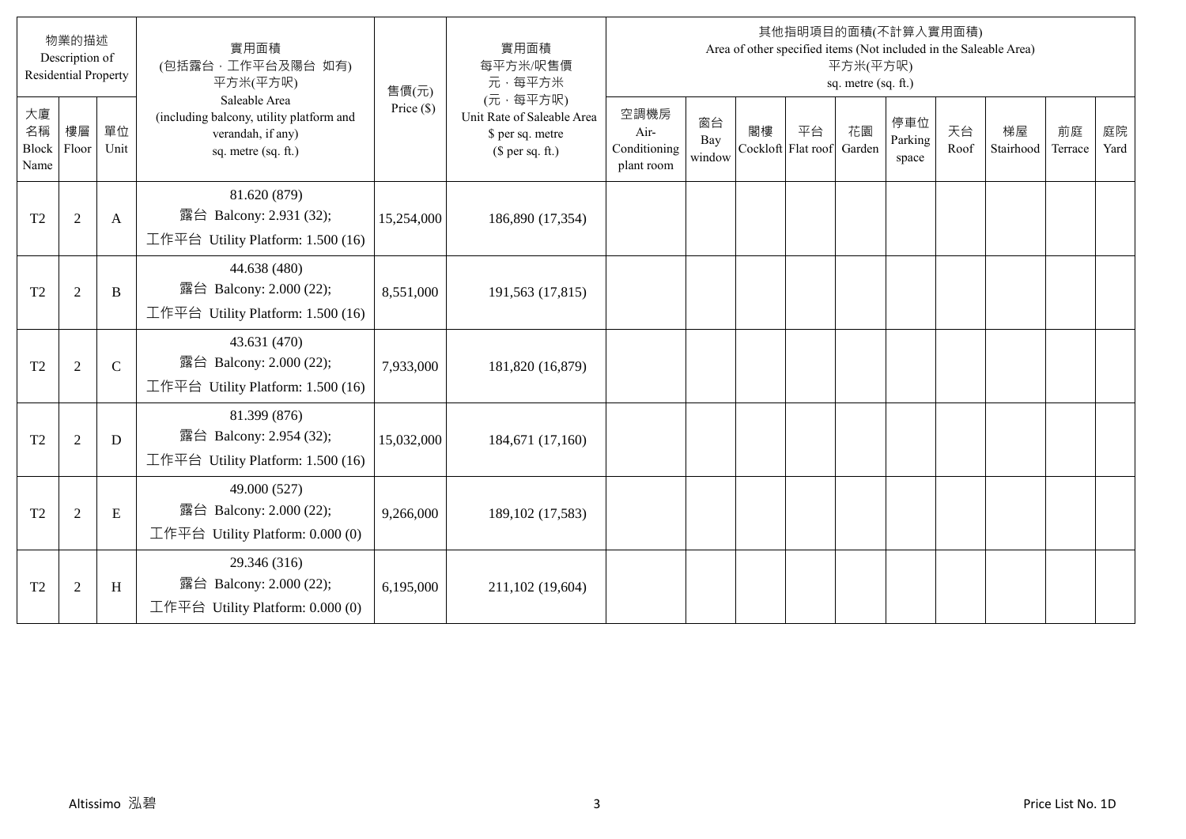| 物業的描述 Description of Residential Property | | | 實用面積 (包括露台，工作平台及陽台 如有) 平方米(平方呎) Saleable Area (including balcony, utility platform and verandah, if any) sq. metre (sq. ft.) | 售價(元) Price ($) | 實用面積 每平方米/呎售價 元，每平方米 (元，每平方呎) Unit Rate of Saleable Area $ per sq. metre ($ per sq. ft.) | 其他指明項目的面積(不計算入實用面積) Area of other specified items (Not included in the Saleable Area) 平方米(平方呎) sq. metre (sq. ft.) | | | | | | | | | |
|---|---|---|---|---|---|---|---|---|---|---|---|---|---|---|---|
| 大廈名稱 Block Name | 樓層 Floor | 單位 Unit | | | | 空調機房 Air-Conditioning plant room | 窗台 Bay window | 閣樓 Cockloft | 平台 Flat roof | 花園 Garden | 停車位 Parking space | 天台 Roof | 梯屋 Stairhood | 前庭 Terrace | 庭院 Yard |
| T2 | 2 | A | 81.620 (879) 露台 Balcony: 2.931 (32); 工作平台 Utility Platform: 1.500 (16) | 15,254,000 | 186,890 (17,354) | | | | | | | | | | |
| T2 | 2 | B | 44.638 (480) 露台 Balcony: 2.000 (22); 工作平台 Utility Platform: 1.500 (16) | 8,551,000 | 191,563 (17,815) | | | | | | | | | | |
| T2 | 2 | C | 43.631 (470) 露台 Balcony: 2.000 (22); 工作平台 Utility Platform: 1.500 (16) | 7,933,000 | 181,820 (16,879) | | | | | | | | | | |
| T2 | 2 | D | 81.399 (876) 露台 Balcony: 2.954 (32); 工作平台 Utility Platform: 1.500 (16) | 15,032,000 | 184,671 (17,160) | | | | | | | | | | |
| T2 | 2 | E | 49.000 (527) 露台 Balcony: 2.000 (22); 工作平台 Utility Platform: 0.000 (0) | 9,266,000 | 189,102 (17,583) | | | | | | | | | | |
| T2 | 2 | H | 29.346 (316) 露台 Balcony: 2.000 (22); 工作平台 Utility Platform: 0.000 (0) | 6,195,000 | 211,102 (19,604) | | | | | | | | | | |

Altissimo 泓碧

Price List No. 1D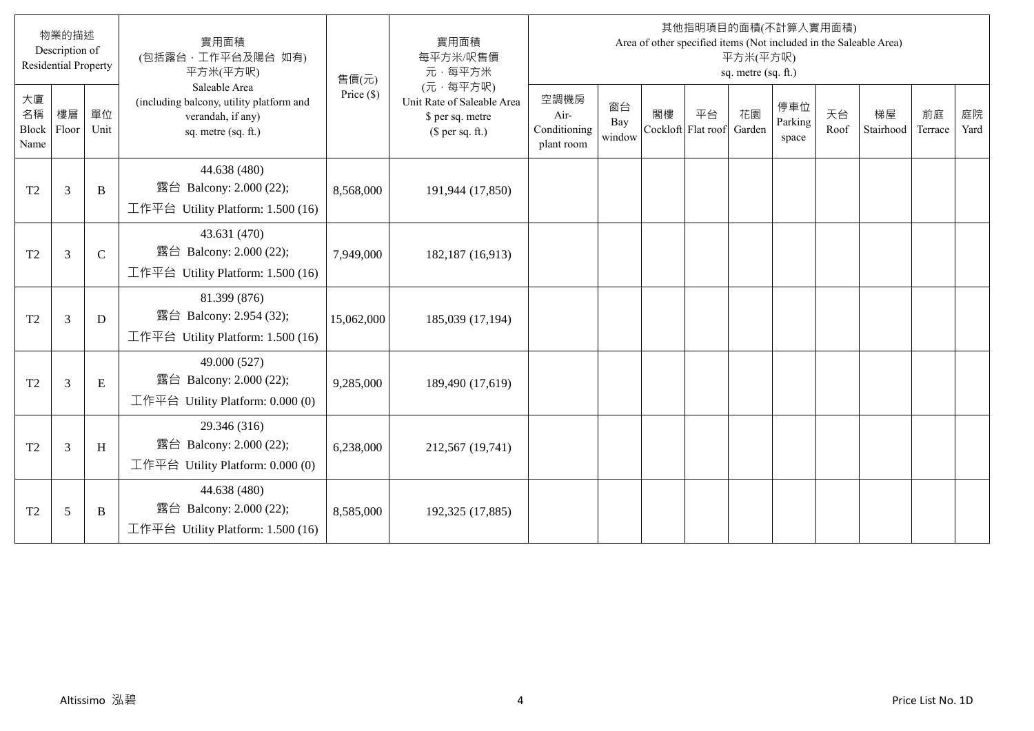| 物業的描述 Description of Residential Property | | | 實用面積 (包括露台，工作平台及陽台 如有) 平方米(平方呎) Saleable Area (including balcony, utility platform and verandah, if any) sq. metre (sq. ft.) | 售價(元) Price ($) | 實用面積 每平方米/呎售價 元，每平方米 (元，每平方呎) Unit Rate of Saleable Area $ per sq. metre ($ per sq. ft.) | 其他指明項目的面積(不計算入實用面積) Area of other specified items (Not included in the Saleable Area) 平方米(平方呎) sq. metre (sq. ft.) | | | | | | | | | |
|---|---|---|---|---|---|---|---|---|---|---|---|---|---|---|---|
| 大廈名稱 Block Name | 樓層 Floor | 單位 Unit | | | | 空調機房 Air-Conditioning plant room | 窗台 Bay window | 閣樓 Cockloft | 平台 Flat roof | 花園 Garden | 停車位 Parking space | 天台 Roof | 梯屋 Stairhood | 前庭 Terrace | 庭院 Yard |
| T2 | 3 | B | 44.638 (480) 露台 Balcony: 2.000 (22); 工作平台 Utility Platform: 1.500 (16) | 8,568,000 | 191,944 (17,850) | | | | | | | | | | |
| T2 | 3 | C | 43.631 (470) 露台 Balcony: 2.000 (22); 工作平台 Utility Platform: 1.500 (16) | 7,949,000 | 182,187 (16,913) | | | | | | | | | | |
| T2 | 3 | D | 81.399 (876) 露台 Balcony: 2.954 (32); 工作平台 Utility Platform: 1.500 (16) | 15,062,000 | 185,039 (17,194) | | | | | | | | | | |
| T2 | 3 | E | 49.000 (527) 露台 Balcony: 2.000 (22); 工作平台 Utility Platform: 0.000 (0) | 9,285,000 | 189,490 (17,619) | | | | | | | | | | |
| T2 | 3 | H | 29.346 (316) 露台 Balcony: 2.000 (22); 工作平台 Utility Platform: 0.000 (0) | 6,238,000 | 212,567 (19,741) | | | | | | | | | | |
| T2 | 5 | B | 44.638 (480) 露台 Balcony: 2.000 (22); 工作平台 Utility Platform: 1.500 (16) | 8,585,000 | 192,325 (17,885) | | | | | | | | | | |

Altissimo 泓碧　　　　Price List No. 1D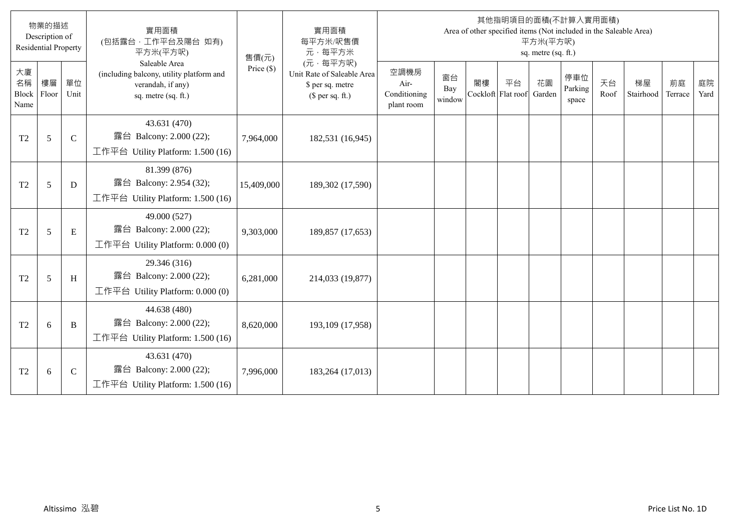| 物業的描述 Description of Residential Property | | | 實用面積 (包括露台，工作平台及陽台 如有) 平方米(平方呎) Saleable Area (including balcony, utility platform and verandah, if any) sq. metre (sq. ft.) | 售價(元) Price ($) | 實用面積 每平方米/呎售價 元，每平方米 (元，每平方呎) Unit Rate of Saleable Area $ per sq. metre ($ per sq. ft.) | 其他指明項目的面積(不計算入實用面積) Area of other specified items (Not included in the Saleable Area) 平方米(平方呎) sq. metre (sq. ft.) | | | | | | | | | |
|---|---|---|---|---|---|---|---|---|---|---|---|---|---|---|---|
| 大廈名稱 Block Name | 樓層 Floor | 單位 Unit | | | | 空調機房 Air-Conditioning plant room | 窗台 Bay window | 閣樓 Cockloft | 平台 Flat roof | 花園 Garden | 停車位 Parking space | 天台 Roof | 梯屋 Stairhood | 前庭 Terrace | 庭院 Yard |
| T2 | 5 | C | 43.631 (470) 露台 Balcony: 2.000 (22); 工作平台 Utility Platform: 1.500 (16) | 7,964,000 | 182,531 (16,945) | | | | | | | | | | |
| T2 | 5 | D | 81.399 (876) 露台 Balcony: 2.954 (32); 工作平台 Utility Platform: 1.500 (16) | 15,409,000 | 189,302 (17,590) | | | | | | | | | | |
| T2 | 5 | E | 49.000 (527) 露台 Balcony: 2.000 (22); 工作平台 Utility Platform: 0.000 (0) | 9,303,000 | 189,857 (17,653) | | | | | | | | | | |
| T2 | 5 | H | 29.346 (316) 露台 Balcony: 2.000 (22); 工作平台 Utility Platform: 0.000 (0) | 6,281,000 | 214,033 (19,877) | | | | | | | | | | |
| T2 | 6 | B | 44.638 (480) 露台 Balcony: 2.000 (22); 工作平台 Utility Platform: 1.500 (16) | 8,620,000 | 193,109 (17,958) | | | | | | | | | | |
| T2 | 6 | C | 43.631 (470) 露台 Balcony: 2.000 (22); 工作平台 Utility Platform: 1.500 (16) | 7,996,000 | 183,264 (17,013) | | | | | | | | | | |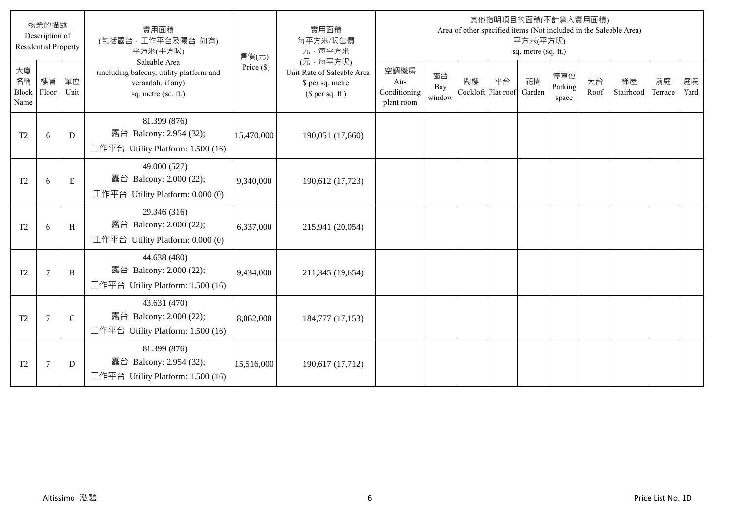| 物業的描述 Description of Residential Property | | | 實用面積 (包括露台，工作平台及陽台 如有) 平方米(平方呎) Saleable Area (including balcony, utility platform and verandah, if any) sq. metre (sq. ft.) | 售價(元) Price ($) | 實用面積 每平方米/呎售價 元，每平方米 (元，每平方呎) Unit Rate of Saleable Area $ per sq. metre ($ per sq. ft.) | 其他指明項目的面積(不計算入實用面積) Area of other specified items (Not included in the Saleable Area) 平方米(平方呎) sq. metre (sq. ft.) | | | | | | | | | |
|---|---|---|---|---|---|---|---|---|---|---|---|---|---|---|---|
| 大廈名稱 Block Name | 樓層 Floor | 單位 Unit | | | | 空調機房 Air-Conditioning plant room | 窗台 Bay window | 閣樓 Cockloft | 平台 Flat roof | 花園 Garden | 停車位 Parking space | 天台 Roof | 梯屋 Stairhood | 前庭 Terrace | 庭院 Yard |
| T2 | 6 | D | 81.399 (876) 露台 Balcony: 2.954 (32); 工作平台 Utility Platform: 1.500 (16) | 15,470,000 | 190,051 (17,660) | | | | | | | | | | |
| T2 | 6 | E | 49.000 (527) 露台 Balcony: 2.000 (22); 工作平台 Utility Platform: 0.000 (0) | 9,340,000 | 190,612 (17,723) | | | | | | | | | | |
| T2 | 6 | H | 29.346 (316) 露台 Balcony: 2.000 (22); 工作平台 Utility Platform: 0.000 (0) | 6,337,000 | 215,941 (20,054) | | | | | | | | | | |
| T2 | 7 | B | 44.638 (480) 露台 Balcony: 2.000 (22); 工作平台 Utility Platform: 1.500 (16) | 9,434,000 | 211,345 (19,654) | | | | | | | | | | |
| T2 | 7 | C | 43.631 (470) 露台 Balcony: 2.000 (22); 工作平台 Utility Platform: 1.500 (16) | 8,062,000 | 184,777 (17,153) | | | | | | | | | | |
| T2 | 7 | D | 81.399 (876) 露台 Balcony: 2.954 (32); 工作平台 Utility Platform: 1.500 (16) | 15,516,000 | 190,617 (17,712) | | | | | | | | | | |

Altissimo 泓碧 Price List No. 1D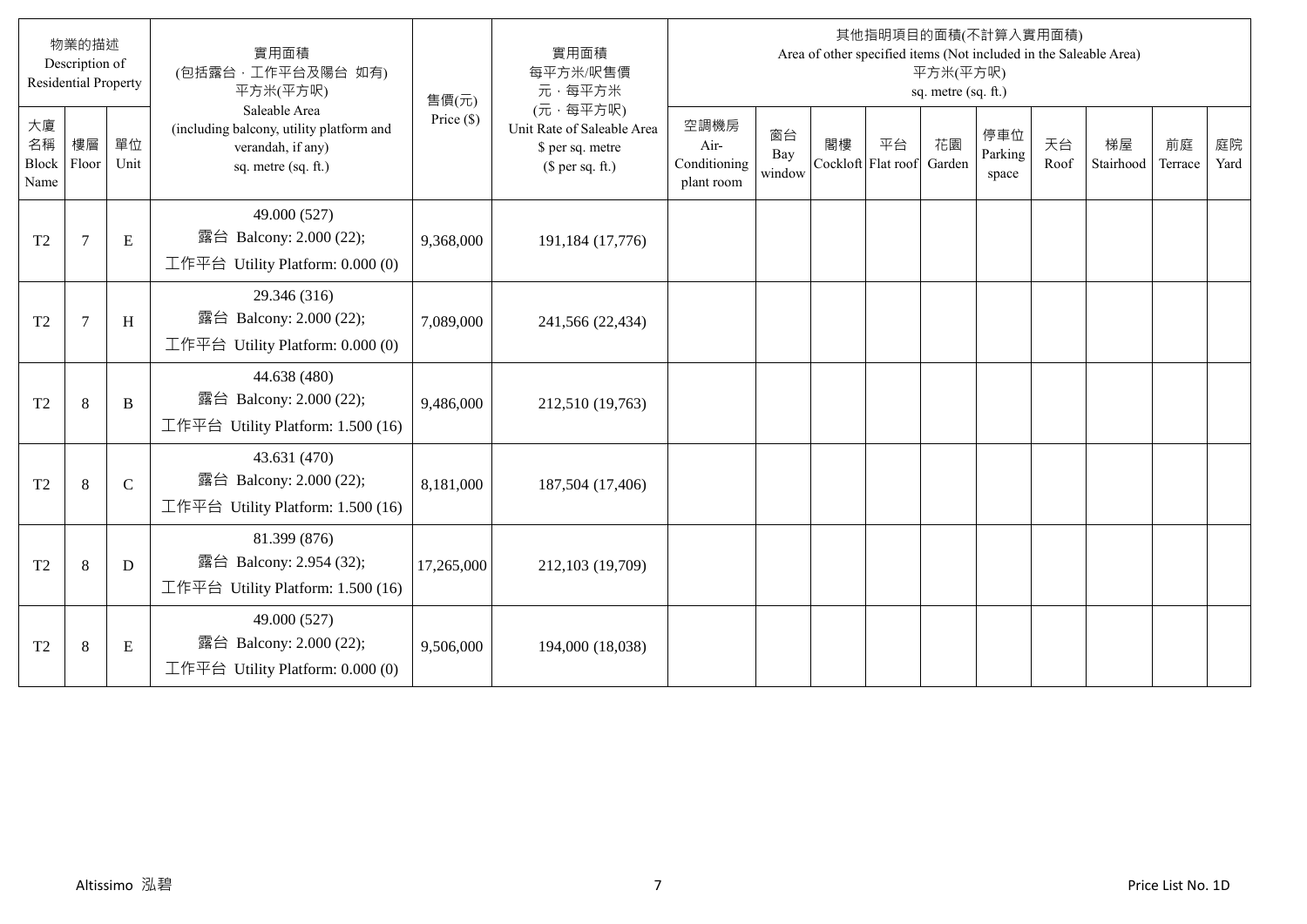| 物業的描述 Description of Residential Property | | | 實用面積 (包括露台，工作平台及陽台 如有) 平方米(平方呎) Saleable Area (including balcony, utility platform and verandah, if any) sq. metre (sq. ft.) | 售價(元) Price ($) | 實用面積 每平方米/呎售價 元，每平方米 (元，每平方呎) Unit Rate of Saleable Area $ per sq. metre ($ per sq. ft.) | 其他指明項目的面積(不計算入實用面積) Area of other specified items (Not included in the Saleable Area) 平方米(平方呎) sq. metre (sq. ft.) | | | | | | | | | |
|---|---|---|---|---|---|---|---|---|---|---|---|---|---|---|---|
| 大廈名稱 Block Name | 樓層 Floor | 單位 Unit | | | | 空調機房 Air-Conditioning plant room | 窗台 Bay window | 閣樓 Cockloft | 平台 Flat roof | 花園 Garden | 停車位 Parking space | 天台 Roof | 梯屋 Stairhood | 前庭 Terrace | 庭院 Yard |
| T2 | 7 | E | 49.000 (527) 露台 Balcony: 2.000 (22); 工作平台 Utility Platform: 0.000 (0) | 9,368,000 | 191,184 (17,776) | | | | | | | | | | |
| T2 | 7 | H | 29.346 (316) 露台 Balcony: 2.000 (22); 工作平台 Utility Platform: 0.000 (0) | 7,089,000 | 241,566 (22,434) | | | | | | | | | | |
| T2 | 8 | B | 44.638 (480) 露台 Balcony: 2.000 (22); 工作平台 Utility Platform: 1.500 (16) | 9,486,000 | 212,510 (19,763) | | | | | | | | | | |
| T2 | 8 | C | 43.631 (470) 露台 Balcony: 2.000 (22); 工作平台 Utility Platform: 1.500 (16) | 8,181,000 | 187,504 (17,406) | | | | | | | | | | |
| T2 | 8 | D | 81.399 (876) 露台 Balcony: 2.954 (32); 工作平台 Utility Platform: 1.500 (16) | 17,265,000 | 212,103 (19,709) | | | | | | | | | | |
| T2 | 8 | E | 49.000 (527) 露台 Balcony: 2.000 (22); 工作平台 Utility Platform: 0.000 (0) | 9,506,000 | 194,000 (18,038) | | | | | | | | | | |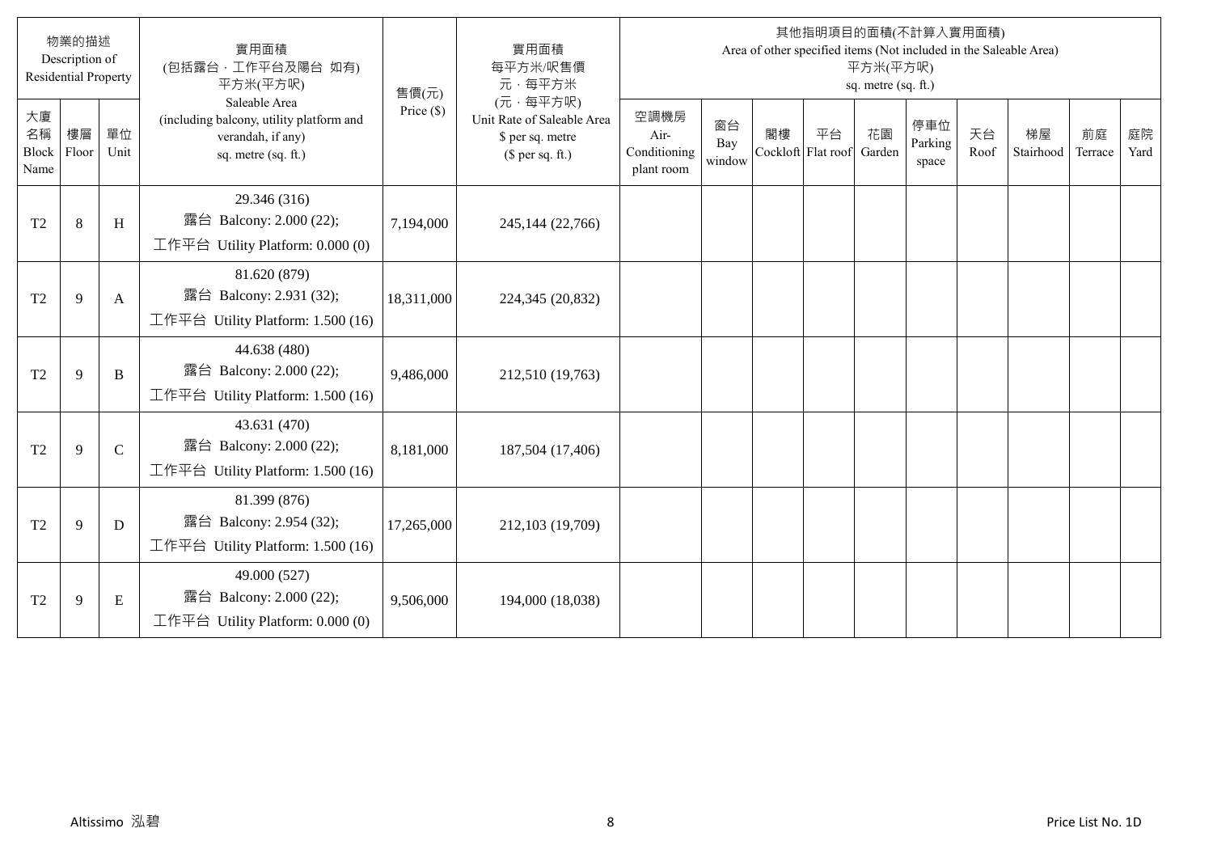| 物業的描述 Description of Residential Property | | | 實用面積 (包括露台，工作平台及陽台 如有) 平方米(平方呎) Saleable Area (including balcony, utility platform and verandah, if any) sq. metre (sq. ft.) | 售價(元) Price ($) | 實用面積 每平方米/呎售價 元，每平方米 (元，每平方呎) Unit Rate of Saleable Area $ per sq. metre ($ per sq. ft.) | 其他指明項目的面積(不計算入實用面積) Area of other specified items (Not included in the Saleable Area) 平方米(平方呎) sq. metre (sq. ft.) | | | | | | | | | |
|---|---|---|---|---|---|---|---|---|---|---|---|---|---|---|---|
| 大廈名稱 Block Name | 樓層 Floor | 單位 Unit | | | | 空調機房 Air-Conditioning plant room | 窗台 Bay window | 閣樓 Cockloft | 平台 Flat roof | 花園 Garden | 停車位 Parking space | 天台 Roof | 梯屋 Stairhood | 前庭 Terrace | 庭院 Yard |
| T2 | 8 | H | 29.346 (316) 露台 Balcony: 2.000 (22); 工作平台 Utility Platform: 0.000 (0) | 7,194,000 | 245,144 (22,766) | | | | | | | | | | |
| T2 | 9 | A | 81.620 (879) 露台 Balcony: 2.931 (32); 工作平台 Utility Platform: 1.500 (16) | 18,311,000 | 224,345 (20,832) | | | | | | | | | | |
| T2 | 9 | B | 44.638 (480) 露台 Balcony: 2.000 (22); 工作平台 Utility Platform: 1.500 (16) | 9,486,000 | 212,510 (19,763) | | | | | | | | | | |
| T2 | 9 | C | 43.631 (470) 露台 Balcony: 2.000 (22); 工作平台 Utility Platform: 1.500 (16) | 8,181,000 | 187,504 (17,406) | | | | | | | | | | |
| T2 | 9 | D | 81.399 (876) 露台 Balcony: 2.954 (32); 工作平台 Utility Platform: 1.500 (16) | 17,265,000 | 212,103 (19,709) | | | | | | | | | | |
| T2 | 9 | E | 49.000 (527) 露台 Balcony: 2.000 (22); 工作平台 Utility Platform: 0.000 (0) | 9,506,000 | 194,000 (18,038) | | | | | | | | | | |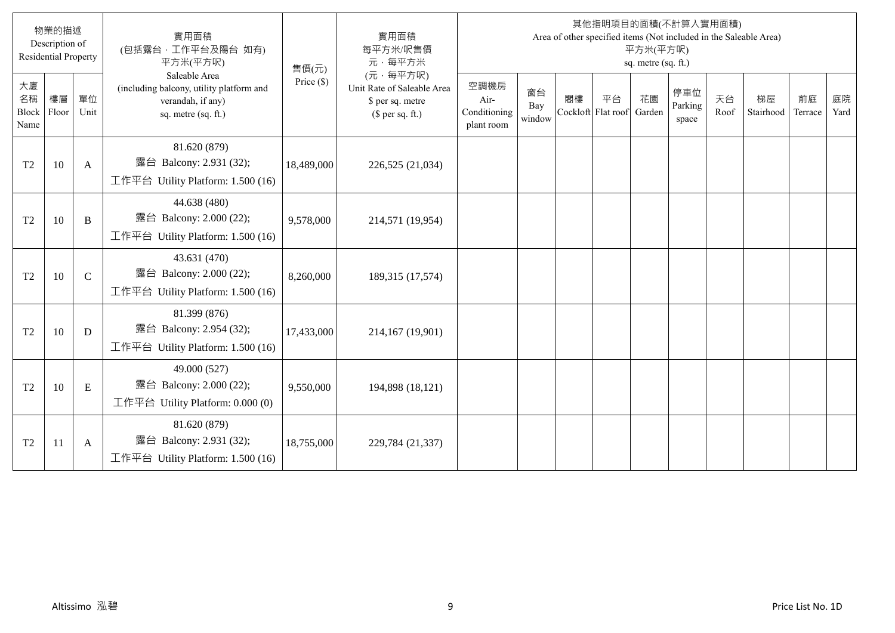| 物業的描述 Description of Residential Property | | | 實用面積 (包括露台，工作平台及陽台 如有) 平方米(平方呎) Saleable Area (including balcony, utility platform and verandah, if any) sq. metre (sq. ft.) | 售價(元) Price ($) | 實用面積 每平方米/呎售價 元，每平方米 (元，每平方呎) Unit Rate of Saleable Area $ per sq. metre ($ per sq. ft.) | 其他指明項目的面積(不計算入實用面積) Area of other specified items (Not included in the Saleable Area) 平方米(平方呎) sq. metre (sq. ft.) | | | | | | | | | |
|---|---|---|---|---|---|---|---|---|---|---|---|---|---|---|---|
| 大廈名稱 Block Name | 樓層 Floor | 單位 Unit | | | | 空調機房 Air-Conditioning plant room | 窗台 Bay window | 閣樓 Cockloft | 平台 Flat roof | 花園 Garden | 停車位 Parking space | 天台 Roof | 梯屋 Stairhood | 前庭 Terrace | 庭院 Yard |
| T2 | 10 | A | 81.620 (879) 露台 Balcony: 2.931 (32); 工作平台 Utility Platform: 1.500 (16) | 18,489,000 | 226,525 (21,034) | | | | | | | | | | |
| T2 | 10 | B | 44.638 (480) 露台 Balcony: 2.000 (22); 工作平台 Utility Platform: 1.500 (16) | 9,578,000 | 214,571 (19,954) | | | | | | | | | | |
| T2 | 10 | C | 43.631 (470) 露台 Balcony: 2.000 (22); 工作平台 Utility Platform: 1.500 (16) | 8,260,000 | 189,315 (17,574) | | | | | | | | | | |
| T2 | 10 | D | 81.399 (876) 露台 Balcony: 2.954 (32); 工作平台 Utility Platform: 1.500 (16) | 17,433,000 | 214,167 (19,901) | | | | | | | | | | |
| T2 | 10 | E | 49.000 (527) 露台 Balcony: 2.000 (22); 工作平台 Utility Platform: 0.000 (0) | 9,550,000 | 194,898 (18,121) | | | | | | | | | | |
| T2 | 11 | A | 81.620 (879) 露台 Balcony: 2.931 (32); 工作平台 Utility Platform: 1.500 (16) | 18,755,000 | 229,784 (21,337) | | | | | | | | | | |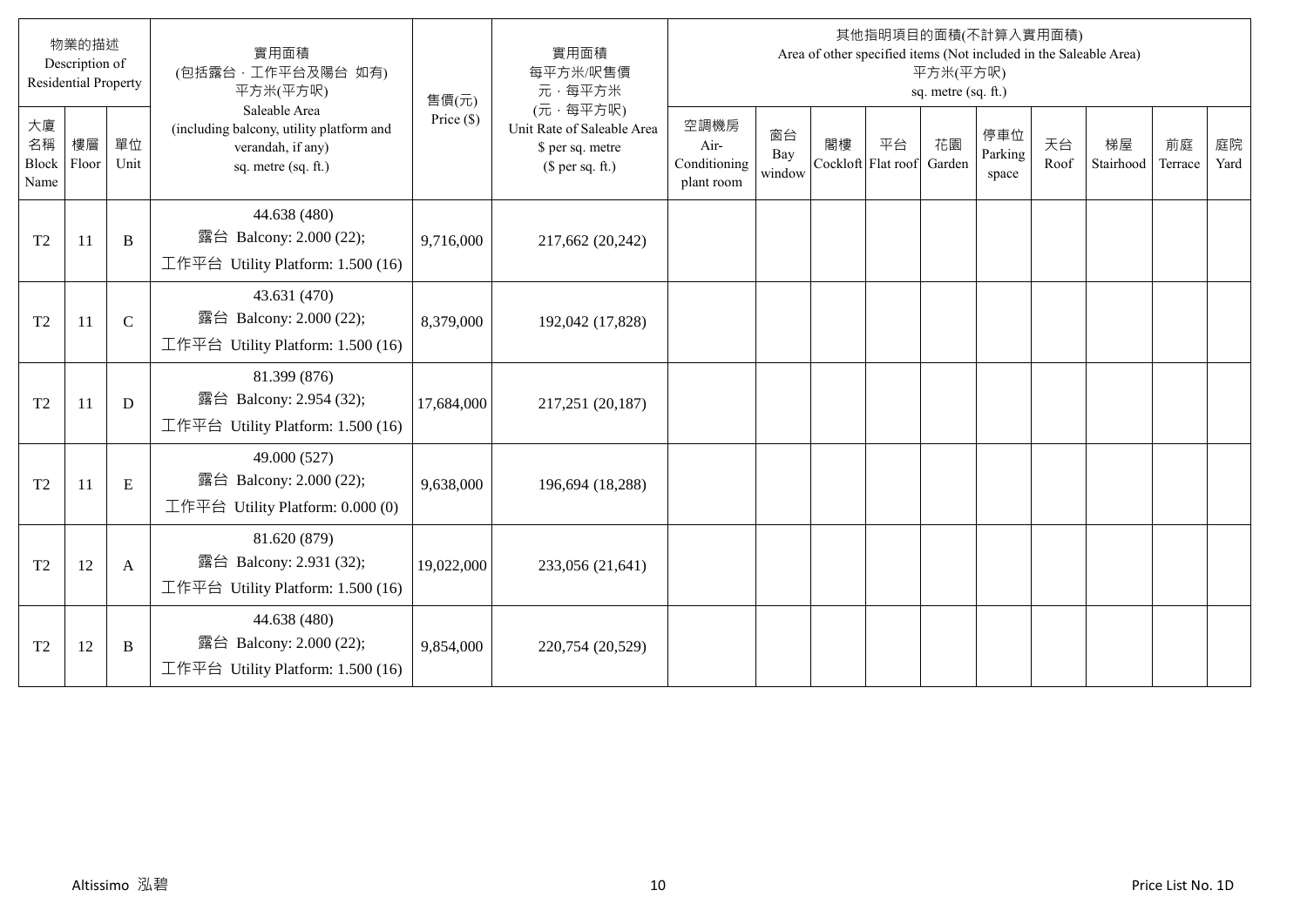| 物業的描述 Description of Residential Property | | | 實用面積 (包括露台，工作平台及陽台 如有) 平方米(平方呎) Saleable Area (including balcony, utility platform and verandah, if any) sq. metre (sq. ft.) | 售價(元) Price ($) | 實用面積 每平方米/呎售價 元，每平方米 (元，每平方呎) Unit Rate of Saleable Area $ per sq. metre ($ per sq. ft.) | 其他指明項目的面積(不計算入實用面積) Area of other specified items (Not included in the Saleable Area) 平方米(平方呎) sq. metre (sq. ft.) | | | | | | | | | |
|---|---|---|---|---|---|---|---|---|---|---|---|---|---|---|---|
| 大廈名稱 Block Name | 樓層 Floor | 單位 Unit | | | | 空調機房 Air-Conditioning plant room | 窗台 Bay window | 閣樓 Cockloft | 平台 Flat roof | 花園 Garden | 停車位 Parking space | 天台 Roof | 梯屋 Stairhood | 前庭 Terrace | 庭院 Yard |
| T2 | 11 | B | 44.638 (480) 露台 Balcony: 2.000 (22); 工作平台 Utility Platform: 1.500 (16) | 9,716,000 | 217,662 (20,242) | | | | | | | | | | |
| T2 | 11 | C | 43.631 (470) 露台 Balcony: 2.000 (22); 工作平台 Utility Platform: 1.500 (16) | 8,379,000 | 192,042 (17,828) | | | | | | | | | | |
| T2 | 11 | D | 81.399 (876) 露台 Balcony: 2.954 (32); 工作平台 Utility Platform: 1.500 (16) | 17,684,000 | 217,251 (20,187) | | | | | | | | | | |
| T2 | 11 | E | 49.000 (527) 露台 Balcony: 2.000 (22); 工作平台 Utility Platform: 0.000 (0) | 9,638,000 | 196,694 (18,288) | | | | | | | | | | |
| T2 | 12 | A | 81.620 (879) 露台 Balcony: 2.931 (32); 工作平台 Utility Platform: 1.500 (16) | 19,022,000 | 233,056 (21,641) | | | | | | | | | | |
| T2 | 12 | B | 44.638 (480) 露台 Balcony: 2.000 (22); 工作平台 Utility Platform: 1.500 (16) | 9,854,000 | 220,754 (20,529) | | | | | | | | | | |

Altissimo 泓碧

Price List No. 1D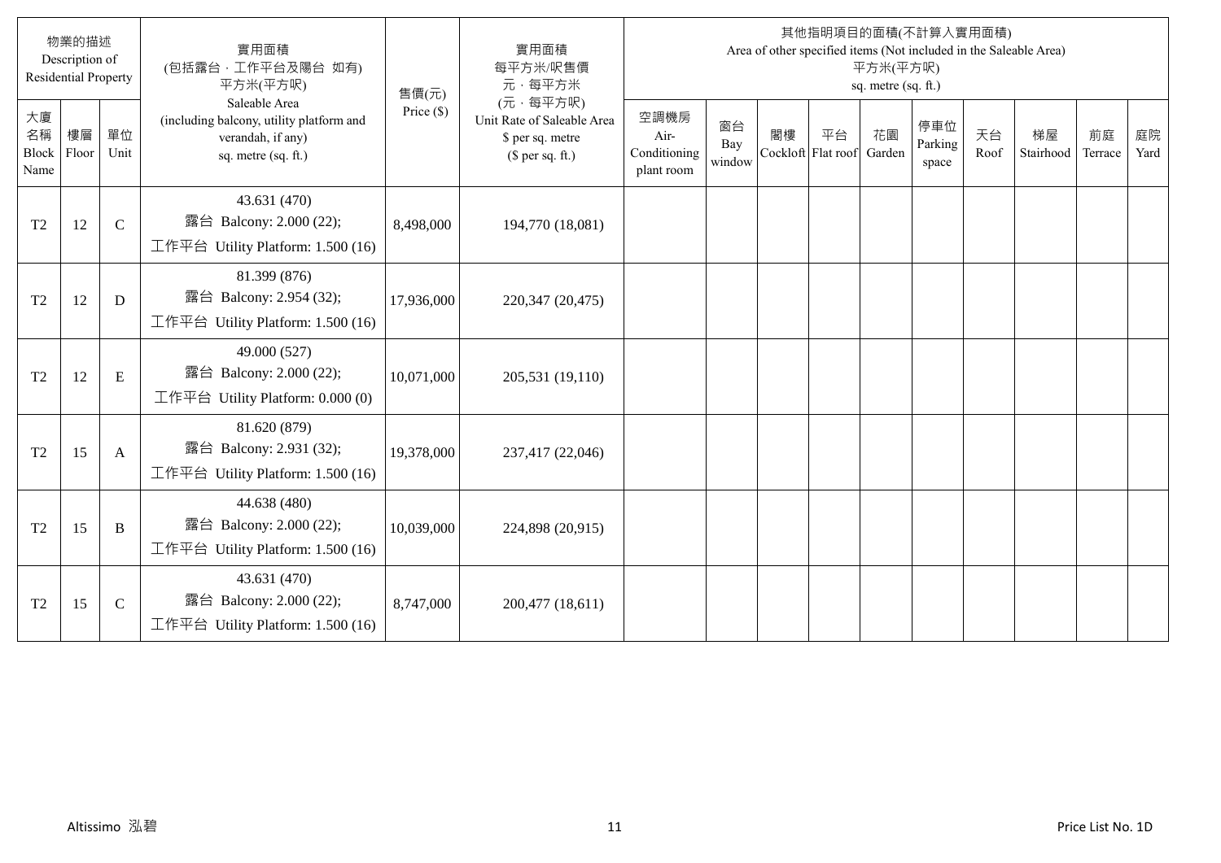| 物業的描述 Description of Residential Property | | | 實用面積 (包括露台，工作平台及陽台 如有) 平方米(平方呎) Saleable Area (including balcony, utility platform and verandah, if any) sq. metre (sq. ft.) | 售價(元) Price ($) | 實用面積 每平方米/呎售價 元，每平方米 (元，每平方呎) Unit Rate of Saleable Area $ per sq. metre ($ per sq. ft.) | 其他指明項目的面積(不計算入實用面積) Area of other specified items (Not included in the Saleable Area) 平方米(平方呎) sq. metre (sq. ft.) | | | | | | | | | |
|---|---|---|---|---|---|---|---|---|---|---|---|---|---|---|---|
| 大廈名稱 Block Name | 樓層 Floor | 單位 Unit | | | | 空調機房 Air-Conditioning plant room | 窗台 Bay window | 閣樓 Cockloft | 平台 Flat roof | 花園 Garden | 停車位 Parking space | 天台 Roof | 梯屋 Stairhood | 前庭 Terrace | 庭院 Yard |
| T2 | 12 | C | 43.631 (470) 露台 Balcony: 2.000 (22); 工作平台 Utility Platform: 1.500 (16) | 8,498,000 | 194,770 (18,081) | | | | | | | | | | |
| T2 | 12 | D | 81.399 (876) 露台 Balcony: 2.954 (32); 工作平台 Utility Platform: 1.500 (16) | 17,936,000 | 220,347 (20,475) | | | | | | | | | | |
| T2 | 12 | E | 49.000 (527) 露台 Balcony: 2.000 (22); 工作平台 Utility Platform: 0.000 (0) | 10,071,000 | 205,531 (19,110) | | | | | | | | | | |
| T2 | 15 | A | 81.620 (879) 露台 Balcony: 2.931 (32); 工作平台 Utility Platform: 1.500 (16) | 19,378,000 | 237,417 (22,046) | | | | | | | | | | |
| T2 | 15 | B | 44.638 (480) 露台 Balcony: 2.000 (22); 工作平台 Utility Platform: 1.500 (16) | 10,039,000 | 224,898 (20,915) | | | | | | | | | | |
| T2 | 15 | C | 43.631 (470) 露台 Balcony: 2.000 (22); 工作平台 Utility Platform: 1.500 (16) | 8,747,000 | 200,477 (18,611) | | | | | | | | | | |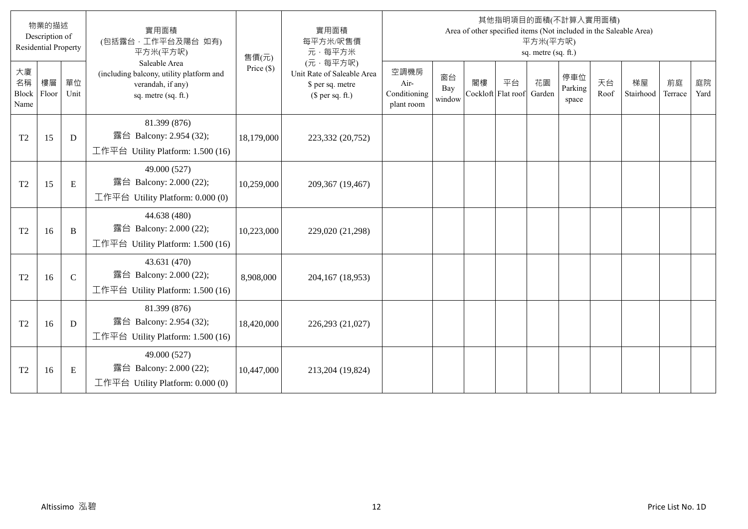| 物業的描述 Description of Residential Property | | | 實用面積 (包括露台，工作平台及陽台 如有) 平方米(平方呎) Saleable Area (including balcony, utility platform and verandah, if any) sq. metre (sq. ft.) | 售價(元) Price ($) | 實用面積 每平方米/呎售價 元，每平方米 (元，每平方呎) Unit Rate of Saleable Area $ per sq. metre ($ per sq. ft.) | 其他指明項目的面積(不計算入實用面積) Area of other specified items (Not included in the Saleable Area) 平方米(平方呎) sq. metre (sq. ft.) | | | | | | | | | |
|---|---|---|---|---|---|---|---|---|---|---|---|---|---|---|---|
| 大廈名稱 Block Name | 樓層 Floor | 單位 Unit | | | | 空調機房 Air-Conditioning plant room | 窗台 Bay window | 閣樓 Cockloft | 平台 Flat roof | 花園 Garden | 停車位 Parking space | 天台 Roof | 梯屋 Stairhood | 前庭 Terrace | 庭院 Yard |
| T2 | 15 | D | 81.399 (876) 露台 Balcony: 2.954 (32); 工作平台 Utility Platform: 1.500 (16) | 18,179,000 | 223,332 (20,752) | | | | | | | | | | |
| T2 | 15 | E | 49.000 (527) 露台 Balcony: 2.000 (22); 工作平台 Utility Platform: 0.000 (0) | 10,259,000 | 209,367 (19,467) | | | | | | | | | | |
| T2 | 16 | B | 44.638 (480) 露台 Balcony: 2.000 (22); 工作平台 Utility Platform: 1.500 (16) | 10,223,000 | 229,020 (21,298) | | | | | | | | | | |
| T2 | 16 | C | 43.631 (470) 露台 Balcony: 2.000 (22); 工作平台 Utility Platform: 1.500 (16) | 8,908,000 | 204,167 (18,953) | | | | | | | | | | |
| T2 | 16 | D | 81.399 (876) 露台 Balcony: 2.954 (32); 工作平台 Utility Platform: 1.500 (16) | 18,420,000 | 226,293 (21,027) | | | | | | | | | | |
| T2 | 16 | E | 49.000 (527) 露台 Balcony: 2.000 (22); 工作平台 Utility Platform: 0.000 (0) | 10,447,000 | 213,204 (19,824) | | | | | | | | | | |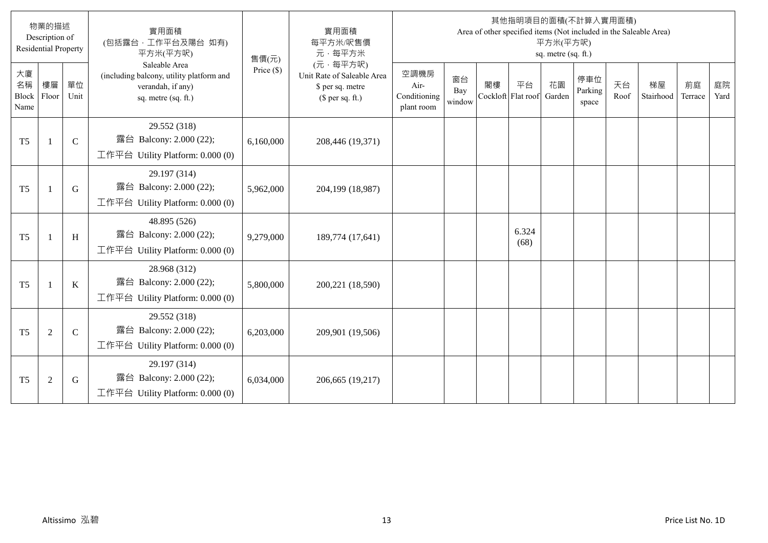| 物業的描述 Description of Residential Property | | | 實用面積 (包括露台，工作平台及陽台 如有) 平方米(平方呎) Saleable Area (including balcony, utility platform and verandah, if any) sq. metre (sq. ft.) | 售價(元) Price ($) | 實用面積 每平方米/呎售價 元，每平方米 (元，每平方呎) Unit Rate of Saleable Area $ per sq. metre ($ per sq. ft.) | 其他指明項目的面積(不計算入實用面積) Area of other specified items (Not included in the Saleable Area) 平方米(平方呎) sq. metre (sq. ft.) | | | | | | | | | |
|---|---|---|---|---|---|---|---|---|---|---|---|---|---|---|---|
| 大廈名稱 Block Name | 樓層 Floor | 單位 Unit | | | | 空調機房 Air-Conditioning plant room | 窗台 Bay window | 閣樓 Cockloft | 平台 Flat roof | 花園 Garden | 停車位 Parking space | 天台 Roof | 梯屋 Stairhood | 前庭 Terrace | 庭院 Yard |
| T5 | 1 | C | 29.552 (318) 露台 Balcony: 2.000 (22); 工作平台 Utility Platform: 0.000 (0) | 6,160,000 | 208,446 (19,371) | | | | | | | | | | |
| T5 | 1 | G | 29.197 (314) 露台 Balcony: 2.000 (22); 工作平台 Utility Platform: 0.000 (0) | 5,962,000 | 204,199 (18,987) | | | | | | | | | | |
| T5 | 1 | H | 48.895 (526) 露台 Balcony: 2.000 (22); 工作平台 Utility Platform: 0.000 (0) | 9,279,000 | 189,774 (17,641) | | | | 6.324 (68) | | | | | | |
| T5 | 1 | K | 28.968 (312) 露台 Balcony: 2.000 (22); 工作平台 Utility Platform: 0.000 (0) | 5,800,000 | 200,221 (18,590) | | | | | | | | | | |
| T5 | 2 | C | 29.552 (318) 露台 Balcony: 2.000 (22); 工作平台 Utility Platform: 0.000 (0) | 6,203,000 | 209,901 (19,506) | | | | | | | | | | |
| T5 | 2 | G | 29.197 (314) 露台 Balcony: 2.000 (22); 工作平台 Utility Platform: 0.000 (0) | 6,034,000 | 206,665 (19,217) | | | | | | | | | | |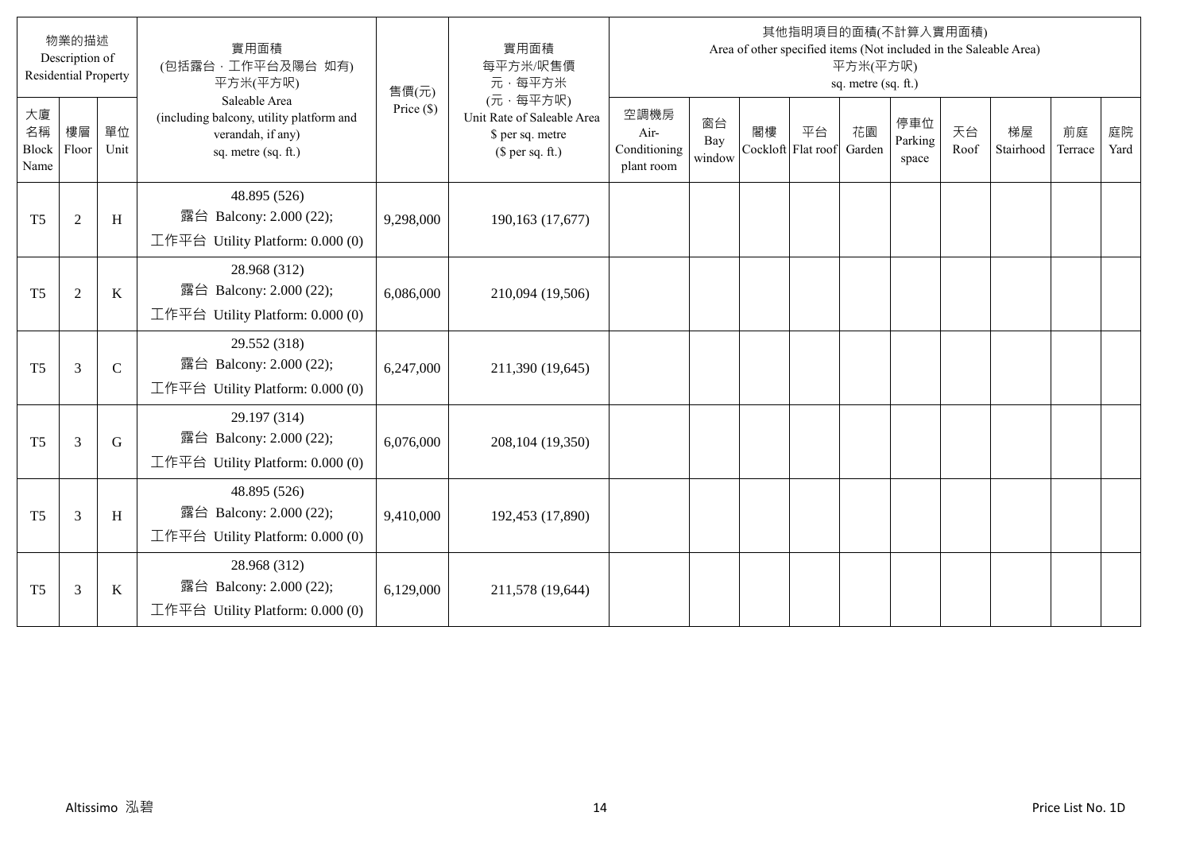| 物業的描述 Description of Residential Property | | | 實用面積 (包括露台，工作平台及陽台 如有) 平方米(平方呎) Saleable Area (including balcony, utility platform and verandah, if any) sq. metre (sq. ft.) | 售價(元) Price ($) | 實用面積 每平方米/呎售價 元，每平方米 (元，每平方呎) Unit Rate of Saleable Area $ per sq. metre ($ per sq. ft.) | 其他指明項目的面積(不計算入實用面積) Area of other specified items (Not included in the Saleable Area) 平方米(平方呎) sq. metre (sq. ft.) | | | | | | | | | |
|---|---|---|---|---|---|---|---|---|---|---|---|---|---|---|---|
| 大廈名稱 Block Name | 樓層 Floor | 單位 Unit | | | | 空調機房 Air-Conditioning plant room | 窗台 Bay window | 閣樓 Cockloft | 平台 Flat roof | 花園 Garden | 停車位 Parking space | 天台 Roof | 梯屋 Stairhood | 前庭 Terrace | 庭院 Yard |
| T5 | 2 | H | 48.895 (526) 露台 Balcony: 2.000 (22); 工作平台 Utility Platform: 0.000 (0) | 9,298,000 | 190,163 (17,677) | | | | | | | | | | |
| T5 | 2 | K | 28.968 (312) 露台 Balcony: 2.000 (22); 工作平台 Utility Platform: 0.000 (0) | 6,086,000 | 210,094 (19,506) | | | | | | | | | | |
| T5 | 3 | C | 29.552 (318) 露台 Balcony: 2.000 (22); 工作平台 Utility Platform: 0.000 (0) | 6,247,000 | 211,390 (19,645) | | | | | | | | | | |
| T5 | 3 | G | 29.197 (314) 露台 Balcony: 2.000 (22); 工作平台 Utility Platform: 0.000 (0) | 6,076,000 | 208,104 (19,350) | | | | | | | | | | |
| T5 | 3 | H | 48.895 (526) 露台 Balcony: 2.000 (22); 工作平台 Utility Platform: 0.000 (0) | 9,410,000 | 192,453 (17,890) | | | | | | | | | | |
| T5 | 3 | K | 28.968 (312) 露台 Balcony: 2.000 (22); 工作平台 Utility Platform: 0.000 (0) | 6,129,000 | 211,578 (19,644) | | | | | | | | | | |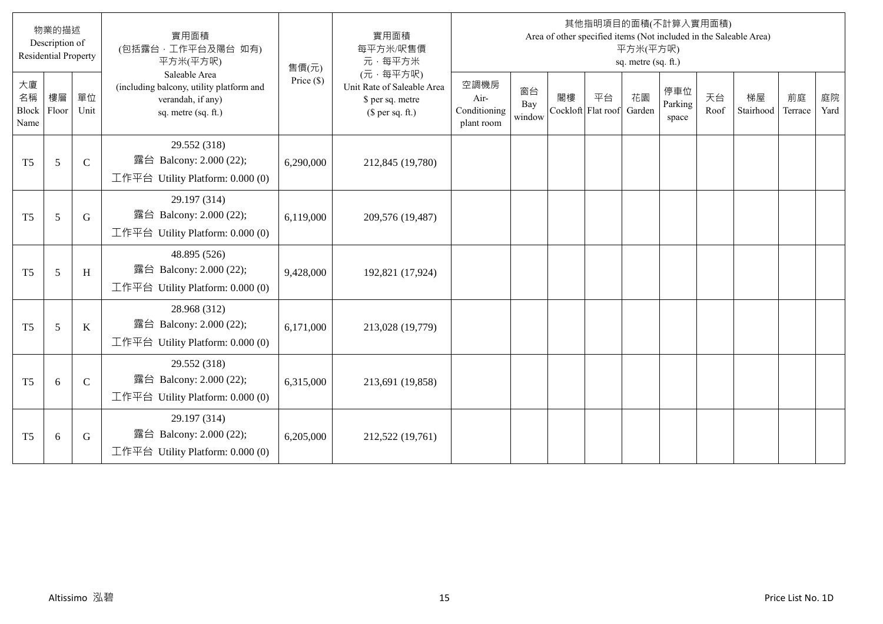| 物業的描述 Description of Residential Property | | | 實用面積 (包括露台，工作平台及陽台 如有) 平方米(平方呎) Saleable Area (including balcony, utility platform and verandah, if any) sq. metre (sq. ft.) | 售價(元) Price ($) | 實用面積 每平方米/呎售價 元，每平方米 (元，每平方呎) Unit Rate of Saleable Area $ per sq. metre ($ per sq. ft.) | 其他指明項目的面積(不計算入實用面積) Area of other specified items (Not included in the Saleable Area) 平方米(平方呎) sq. metre (sq. ft.) | | | | | | | | | |
|---|---|---|---|---|---|---|---|---|---|---|---|---|---|---|---|
| 大廈名稱 Block Name | 樓層 Floor | 單位 Unit | | | | 空調機房 Air-Conditioning plant room | 窗台 Bay window | 閣樓 Cockloft | 平台 Flat roof | 花園 Garden | 停車位 Parking space | 天台 Roof | 梯屋 Stairhood | 前庭 Terrace | 庭院 Yard |
| T5 | 5 | C | 29.552 (318) 露台 Balcony: 2.000 (22); 工作平台 Utility Platform: 0.000 (0) | 6,290,000 | 212,845 (19,780) | | | | | | | | | | |
| T5 | 5 | G | 29.197 (314) 露台 Balcony: 2.000 (22); 工作平台 Utility Platform: 0.000 (0) | 6,119,000 | 209,576 (19,487) | | | | | | | | | | |
| T5 | 5 | H | 48.895 (526) 露台 Balcony: 2.000 (22); 工作平台 Utility Platform: 0.000 (0) | 9,428,000 | 192,821 (17,924) | | | | | | | | | | |
| T5 | 5 | K | 28.968 (312) 露台 Balcony: 2.000 (22); 工作平台 Utility Platform: 0.000 (0) | 6,171,000 | 213,028 (19,779) | | | | | | | | | | |
| T5 | 6 | C | 29.552 (318) 露台 Balcony: 2.000 (22); 工作平台 Utility Platform: 0.000 (0) | 6,315,000 | 213,691 (19,858) | | | | | | | | | | |
| T5 | 6 | G | 29.197 (314) 露台 Balcony: 2.000 (22); 工作平台 Utility Platform: 0.000 (0) | 6,205,000 | 212,522 (19,761) | | | | | | | | | | |

Altissimo 泓碧

Price List No. 1D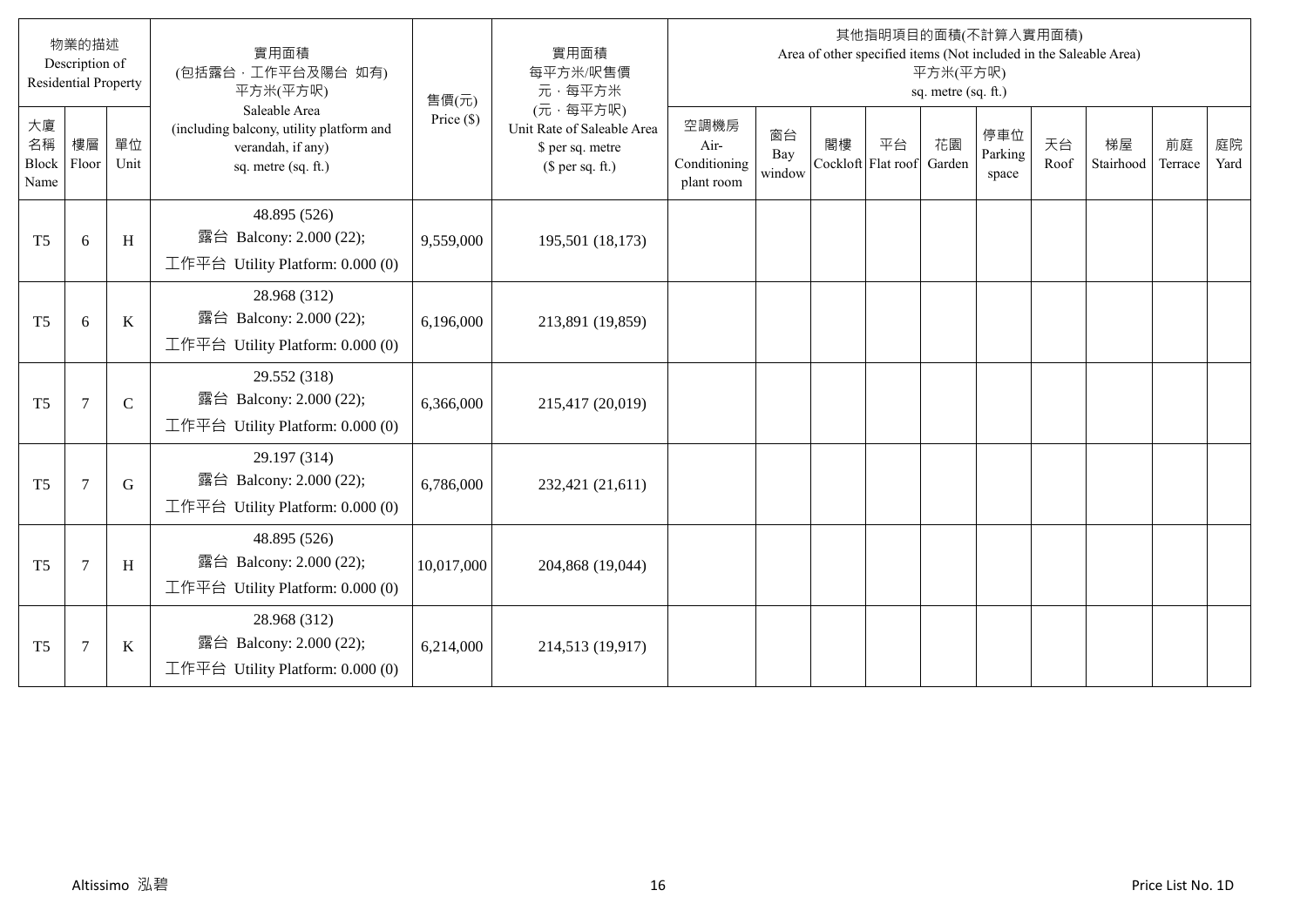| 物業的描述 Description of Residential Property | | | 實用面積 (包括露台，工作平台及陽台 如有) 平方米(平方呎) Saleable Area (including balcony, utility platform and verandah, if any) sq. metre (sq. ft.) | 售價(元) Price ($) | 實用面積 每平方米/呎售價 元，每平方米 (元，每平方呎) Unit Rate of Saleable Area $ per sq. metre ($ per sq. ft.) | 其他指明項目的面積(不計算入實用面積) Area of other specified items (Not included in the Saleable Area) 平方米(平方呎) sq. metre (sq. ft.) | | | | | | | | | |
|---|---|---|---|---|---|---|---|---|---|---|---|---|---|---|---|
| 大廈名稱 Block Name | 樓層 Floor | 單位 Unit | | | | 空調機房 Air-Conditioning plant room | 窗台 Bay window | 閣樓 Cockloft | 平台 Flat roof | 花園 Garden | 停車位 Parking space | 天台 Roof | 梯屋 Stairhood | 前庭 Terrace | 庭院 Yard |
| T5 | 6 | H | 48.895 (526) 露台 Balcony: 2.000 (22); 工作平台 Utility Platform: 0.000 (0) | 9,559,000 | 195,501 (18,173) | | | | | | | | | | |
| T5 | 6 | K | 28.968 (312) 露台 Balcony: 2.000 (22); 工作平台 Utility Platform: 0.000 (0) | 6,196,000 | 213,891 (19,859) | | | | | | | | | | |
| T5 | 7 | C | 29.552 (318) 露台 Balcony: 2.000 (22); 工作平台 Utility Platform: 0.000 (0) | 6,366,000 | 215,417 (20,019) | | | | | | | | | | |
| T5 | 7 | G | 29.197 (314) 露台 Balcony: 2.000 (22); 工作平台 Utility Platform: 0.000 (0) | 6,786,000 | 232,421 (21,611) | | | | | | | | | | |
| T5 | 7 | H | 48.895 (526) 露台 Balcony: 2.000 (22); 工作平台 Utility Platform: 0.000 (0) | 10,017,000 | 204,868 (19,044) | | | | | | | | | | |
| T5 | 7 | K | 28.968 (312) 露台 Balcony: 2.000 (22); 工作平台 Utility Platform: 0.000 (0) | 6,214,000 | 214,513 (19,917) | | | | | | | | | | |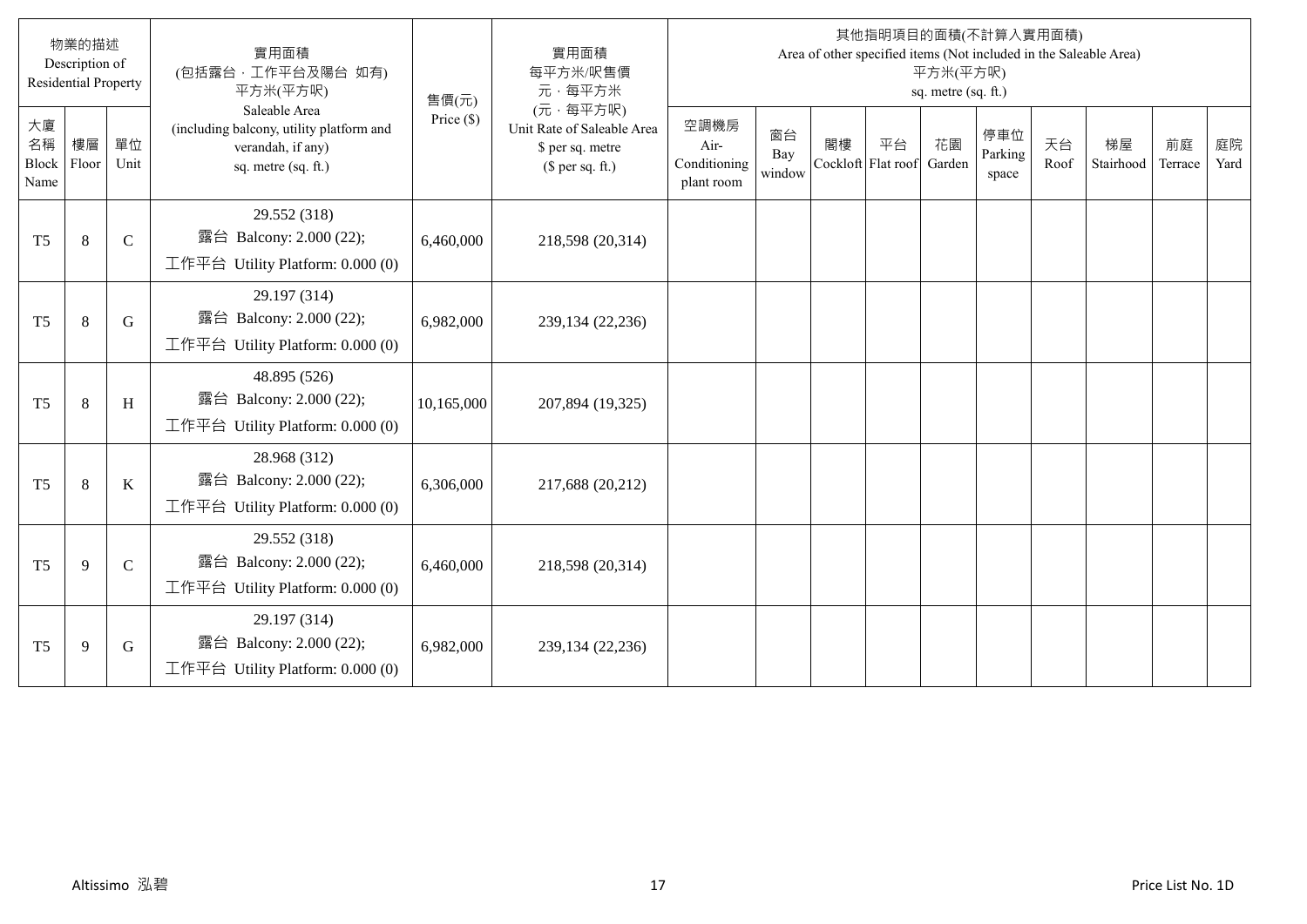| 物業的描述 Description of Residential Property | | | 實用面積 (包括露台，工作平台及陽台 如有) 平方米(平方呎) Saleable Area (including balcony, utility platform and verandah, if any) sq. metre (sq. ft.) | 售價(元) Price ($) | 實用面積 每平方米/呎售價 元，每平方米 (元，每平方呎) Unit Rate of Saleable Area $ per sq. metre ($ per sq. ft.) | 其他指明項目的面積(不計算入實用面積) Area of other specified items (Not included in the Saleable Area) 平方米(平方呎) sq. metre (sq. ft.) | | | | | | | | | |
|---|---|---|---|---|---|---|---|---|---|---|---|---|---|---|---|
| 大廈名稱 Block Name | 樓層 Floor | 單位 Unit | | | | 空調機房 Air-Conditioning plant room | 窗台 Bay window | 閣樓 Cockloft | 平台 Flat roof | 花園 Garden | 停車位 Parking space | 天台 Roof | 梯屋 Stairhood | 前庭 Terrace | 庭院 Yard |
| T5 | 8 | C | 29.552 (318) 露台 Balcony: 2.000 (22); 工作平台 Utility Platform: 0.000 (0) | 6,460,000 | 218,598 (20,314) | | | | | | | | | | |
| T5 | 8 | G | 29.197 (314) 露台 Balcony: 2.000 (22); 工作平台 Utility Platform: 0.000 (0) | 6,982,000 | 239,134 (22,236) | | | | | | | | | | |
| T5 | 8 | H | 48.895 (526) 露台 Balcony: 2.000 (22); 工作平台 Utility Platform: 0.000 (0) | 10,165,000 | 207,894 (19,325) | | | | | | | | | | |
| T5 | 8 | K | 28.968 (312) 露台 Balcony: 2.000 (22); 工作平台 Utility Platform: 0.000 (0) | 6,306,000 | 217,688 (20,212) | | | | | | | | | | |
| T5 | 9 | C | 29.552 (318) 露台 Balcony: 2.000 (22); 工作平台 Utility Platform: 0.000 (0) | 6,460,000 | 218,598 (20,314) | | | | | | | | | | |
| T5 | 9 | G | 29.197 (314) 露台 Balcony: 2.000 (22); 工作平台 Utility Platform: 0.000 (0) | 6,982,000 | 239,134 (22,236) | | | | | | | | | | |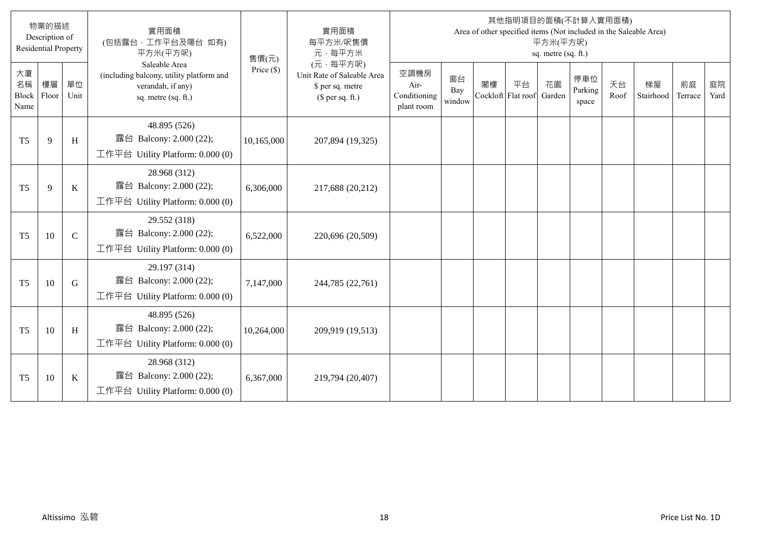| 物業的描述 Description of Residential Property | | | 實用面積 (包括露台，工作平台及陽台 如有) 平方米(平方呎) Saleable Area (including balcony, utility platform and verandah, if any) sq. metre (sq. ft.) | 售價(元) Price ($) | 實用面積 每平方米/呎售價 元，每平方米 (元，每平方呎) Unit Rate of Saleable Area $ per sq. metre ($ per sq. ft.) | 其他指明項目的面積(不計算入實用面積) Area of other specified items (Not included in the Saleable Area) 平方米(平方呎) sq. metre (sq. ft.) | | | | | | | | | |
|---|---|---|---|---|---|---|---|---|---|---|---|---|---|---|---|
| 大廈名稱 Block Name | 樓層 Floor | 單位 Unit | | | | 空調機房 Air-Conditioning plant room | 窗台 Bay window | 閣樓 Cockloft | 平台 Flat roof | 花園 Garden | 停車位 Parking space | 天台 Roof | 梯屋 Stairhood | 前庭 Terrace | 庭院 Yard |
| T5 | 9 | H | 48.895 (526) 露台 Balcony: 2.000 (22); 工作平台 Utility Platform: 0.000 (0) | 10,165,000 | 207,894 (19,325) | | | | | | | | | | |
| T5 | 9 | K | 28.968 (312) 露台 Balcony: 2.000 (22); 工作平台 Utility Platform: 0.000 (0) | 6,306,000 | 217,688 (20,212) | | | | | | | | | | |
| T5 | 10 | C | 29.552 (318) 露台 Balcony: 2.000 (22); 工作平台 Utility Platform: 0.000 (0) | 6,522,000 | 220,696 (20,509) | | | | | | | | | | |
| T5 | 10 | G | 29.197 (314) 露台 Balcony: 2.000 (22); 工作平台 Utility Platform: 0.000 (0) | 7,147,000 | 244,785 (22,761) | | | | | | | | | | |
| T5 | 10 | H | 48.895 (526) 露台 Balcony: 2.000 (22); 工作平台 Utility Platform: 0.000 (0) | 10,264,000 | 209,919 (19,513) | | | | | | | | | | |
| T5 | 10 | K | 28.968 (312) 露台 Balcony: 2.000 (22); 工作平台 Utility Platform: 0.000 (0) | 6,367,000 | 219,794 (20,407) | | | | | | | | | | |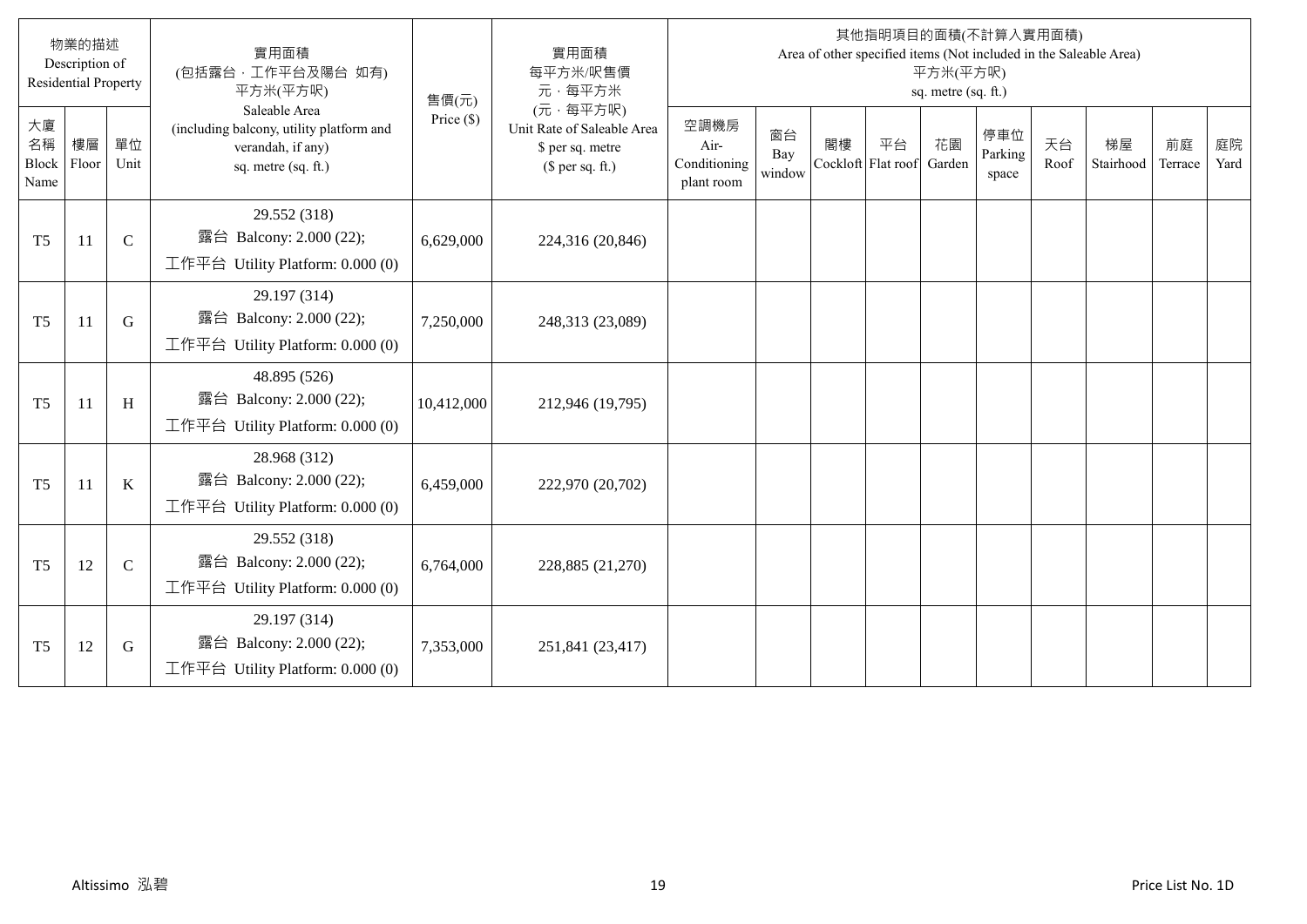| 物業的描述 Description of Residential Property | | | 實用面積 (包括露台，工作平台及陽台 如有) 平方米(平方呎) Saleable Area (including balcony, utility platform and verandah, if any) sq. metre (sq. ft.) | 售價(元) Price ($) | 實用面積 每平方米/呎售價 元，每平方米 (元，每平方呎) Unit Rate of Saleable Area $ per sq. metre ($ per sq. ft.) | 其他指明項目的面積(不計算入實用面積) Area of other specified items (Not included in the Saleable Area) 平方米(平方呎) sq. metre (sq. ft.) | | | | | | | | | |
|---|---|---|---|---|---|---|---|---|---|---|---|---|---|---|---|
| 大廈名稱 Block Name | 樓層 Floor | 單位 Unit | | | | 空調機房 Air-Conditioning plant room | 窗台 Bay window | 閣樓 Cockloft | 平台 Flat roof | 花園 Garden | 停車位 Parking space | 天台 Roof | 梯屋 Stairhood | 前庭 Terrace | 庭院 Yard |
| T5 | 11 | C | 29.552 (318) 露台 Balcony: 2.000 (22); 工作平台 Utility Platform: 0.000 (0) | 6,629,000 | 224,316 (20,846) | | | | | | | | | | |
| T5 | 11 | G | 29.197 (314) 露台 Balcony: 2.000 (22); 工作平台 Utility Platform: 0.000 (0) | 7,250,000 | 248,313 (23,089) | | | | | | | | | | |
| T5 | 11 | H | 48.895 (526) 露台 Balcony: 2.000 (22); 工作平台 Utility Platform: 0.000 (0) | 10,412,000 | 212,946 (19,795) | | | | | | | | | | |
| T5 | 11 | K | 28.968 (312) 露台 Balcony: 2.000 (22); 工作平台 Utility Platform: 0.000 (0) | 6,459,000 | 222,970 (20,702) | | | | | | | | | | |
| T5 | 12 | C | 29.552 (318) 露台 Balcony: 2.000 (22); 工作平台 Utility Platform: 0.000 (0) | 6,764,000 | 228,885 (21,270) | | | | | | | | | | |
| T5 | 12 | G | 29.197 (314) 露台 Balcony: 2.000 (22); 工作平台 Utility Platform: 0.000 (0) | 7,353,000 | 251,841 (23,417) | | | | | | | | | | |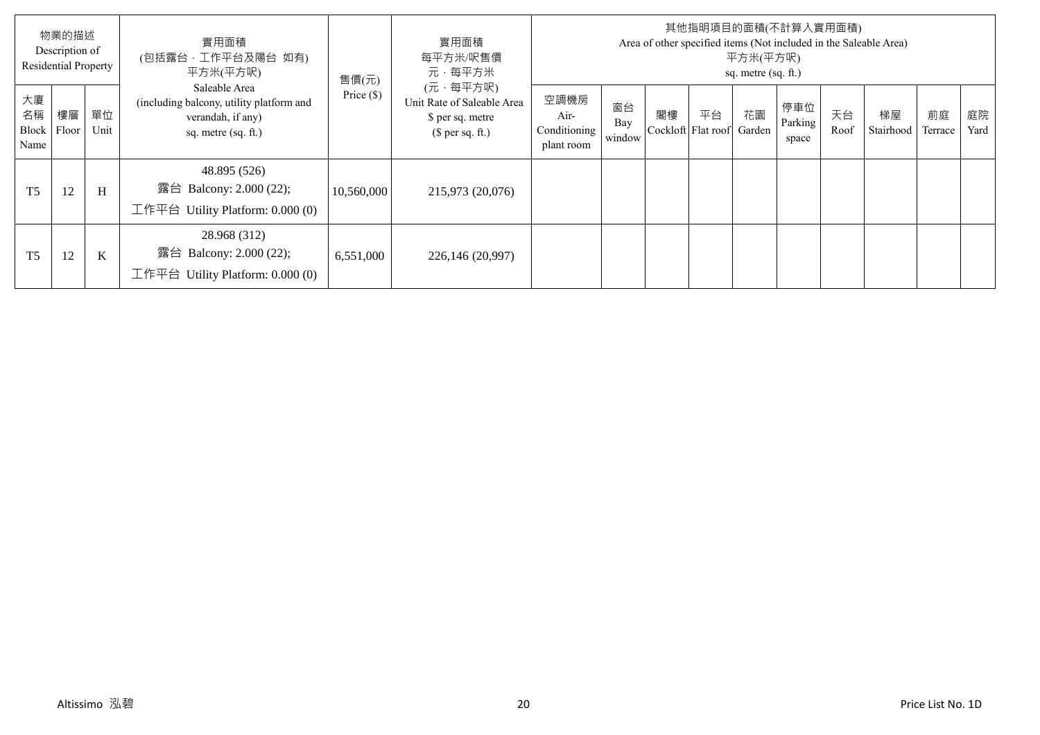| 物業的描述 Description of Residential Property | | | 實用面積 (包括露台，工作平台及陽台 如有) 平方米(平方呎) Saleable Area (including balcony, utility platform and verandah, if any) sq. metre (sq. ft.) | 售價(元) Price ($) | 實用面積 每平方米/呎售價 元，每平方米 (元，每平方呎) Unit Rate of Saleable Area $ per sq. metre ($ per sq. ft.) | 其他指明項目的面積(不計算入實用面積) Area of other specified items (Not included in the Saleable Area) 平方米(平方呎) sq. metre (sq. ft.) | | | | | | | | | |
|---|---|---|---|---|---|---|---|---|---|---|---|---|---|---|---|
| 大廈名稱 Block Name | 樓層 Floor | 單位 Unit | | | | 空調機房 Air-Conditioning plant room | 窗台 Bay window | 閣樓 Cockloft | 平台 Flat roof | 花園 Garden | 停車位 Parking space | 天台 Roof | 梯屋 Stairhood | 前庭 Terrace | 庭院 Yard |
| T5 | 12 | H | 48.895 (526) 露台 Balcony: 2.000 (22); 工作平台 Utility Platform: 0.000 (0) | 10,560,000 | 215,973 (20,076) | | | | | | | | | | |
| T5 | 12 | K | 28.968 (312) 露台 Balcony: 2.000 (22); 工作平台 Utility Platform: 0.000 (0) | 6,551,000 | 226,146 (20,997) | | | | | | | | | | |

Altissimo 泓碧

Price List No. 1D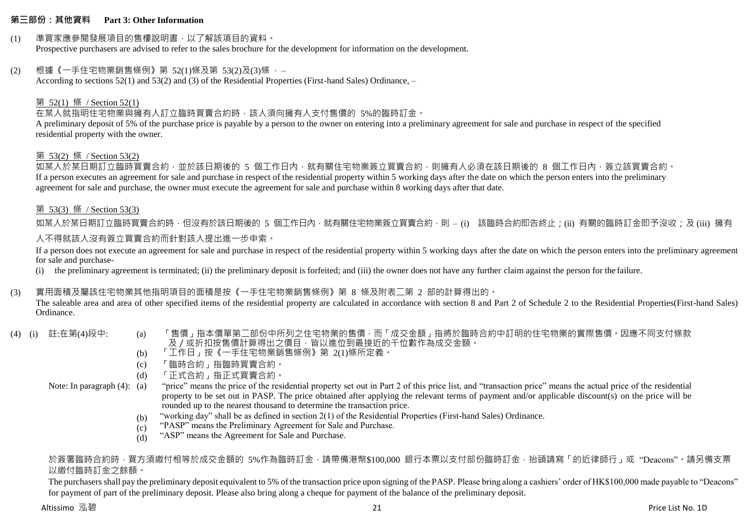## 第三部份：其他資料 Part 3: Other Information

(1) 準買家應參閱發展項目的售樓說明書，以了解該項目的資料。
Prospective purchasers are advised to refer to the sales brochure for the development for information on the development.

(2) 根據《一手住宅物業銷售條例》第 52(1)條及第 53(2)及(3)條，–
According to sections 52(1) and 53(2) and (3) of the Residential Properties (First-hand Sales) Ordinance, –

第 52(1) 條 / Section 52(1)

在某人就指明住宅物業與擁有人訂立臨時買賣合約時，該人須向擁有人支付售價的 5%的臨時訂金。
A preliminary deposit of 5% of the purchase price is payable by a person to the owner on entering into a preliminary agreement for sale and purchase in respect of the specified residential property with the owner.

第 53(2) 條 / Section 53(2)

如某人於某日期訂立臨時買賣合約，並於該日期後的 5 個工作日內，就有關住宅物業簽立買賣合約，則擁有人必須在該日期後的 8 個工作日內，簽立該買賣合約。
If a person executes an agreement for sale and purchase in respect of the residential property within 5 working days after the date on which the person enters into the preliminary agreement for sale and purchase, the owner must execute the agreement for sale and purchase within 8 working days after that date.

第 53(3) 條 / Section 53(3)

如某人於某日期訂立臨時買賣合約時，但沒有於該日期後的 5 個工作日內，就有關住宅物業簽立買賣合約，則 – (i) 該臨時合約即告終止；(ii) 有關的臨時訂金即予沒收；及 (iii) 擁有人不得就該人沒有簽立買賣合約而針對該人提出進一步申索。
If a person does not execute an agreement for sale and purchase in respect of the residential property within 5 working days after the date on which the person enters into the preliminary agreement for sale and purchase-
(i) the preliminary agreement is terminated; (ii) the preliminary deposit is forfeited; and (iii) the owner does not have any further claim against the person for the failure.

(3) 實用面積及屬該住宅物業其他指明項目的面積是按《一手住宅物業銷售條例》第 8 條及附表二第 2 部的計算得出的。
The saleable area and area of other specified items of the residential property are calculated in accordance with section 8 and Part 2 of Schedule 2 to the Residential Properties(First-hand Sales) Ordinance.

(4) (i) 註:在第(4)段中:
(a) 「售價」指本價單第二部份中所列之住宅物業的售價，而「成交金額」指將於臨時合約中訂明的住宅物業的實際售價。因應不同支付條款及/或折扣按售價計算得出之價目，皆以進位到最接近的千位數作為成交金額。
(b) 「工作日」按《一手住宅物業銷售條例》第 2(1)條所定義。
(c) 「臨時合約」指臨時買賣合約。
(d) 「正式合約」指正式買賣合約。

Note: In paragraph (4):
(a) "price" means the price of the residential property set out in Part 2 of this price list, and "transaction price" means the actual price of the residential property to be set out in PASP. The price obtained after applying the relevant terms of payment and/or applicable discount(s) on the price will be rounded up to the nearest thousand to determine the transaction price.
(b) "working day" shall be as defined in section 2(1) of the Residential Properties (First-hand Sales) Ordinance.
(c) "PASP" means the Preliminary Agreement for Sale and Purchase.
(d) "ASP" means the Agreement for Sale and Purchase.

於簽署臨時合約時，買方須繳付相等於成交金額的 5%作為臨時訂金，請帶備港幣$100,000 銀行本票以支付部份臨時訂金，抬頭請寫「的近律師行」或 "Deacons"。請另備支票以繳付臨時訂金之餘額。
The purchasers shall pay the preliminary deposit equivalent to 5% of the transaction price upon signing of the PASP. Please bring along a cashiers' order of HK$100,000 made payable to "Deacons" for payment of part of the preliminary deposit. Please also bring along a cheque for payment of the balance of the preliminary deposit.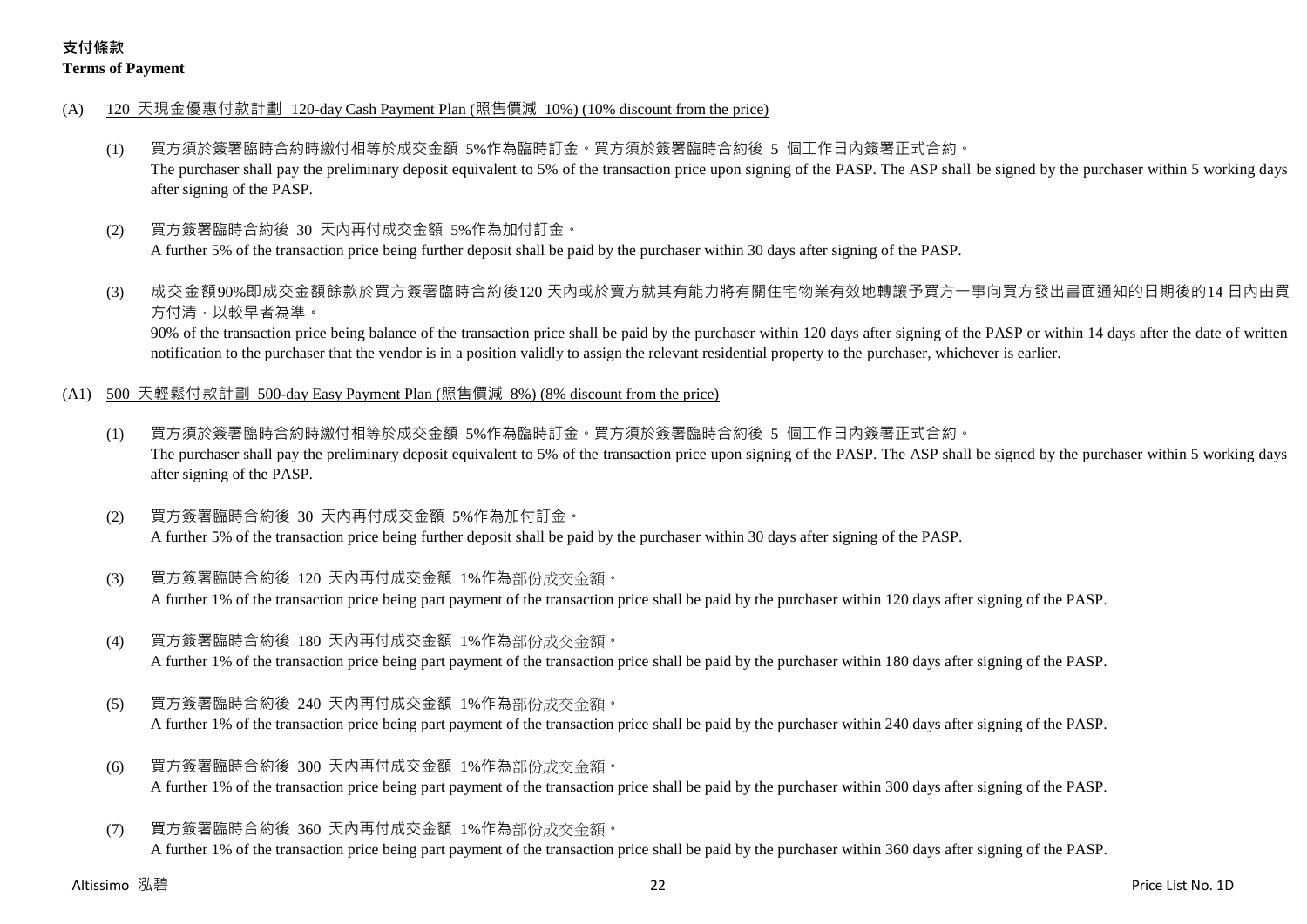## 支付條款
**Terms of Payment**

(A) 120 天現金優惠付款計劃 120-day Cash Payment Plan (照售價減 10%) (10% discount from the price)

(1) 買方須於簽署臨時合約時繳付相等於成交金額 5%作為臨時訂金。買方須於簽署臨時合約後 5 個工作日內簽署正式合約。
The purchaser shall pay the preliminary deposit equivalent to 5% of the transaction price upon signing of the PASP. The ASP shall be signed by the purchaser within 5 working days after signing of the PASP.

(2) 買方簽署臨時合約後 30 天內再付成交金額 5%作為加付訂金。
A further 5% of the transaction price being further deposit shall be paid by the purchaser within 30 days after signing of the PASP.

(3) 成交金額90%即成交金額餘款於買方簽署臨時合約後120 天內或於賣方就其有能力將有關住宅物業有效地轉讓予買方一事向買方發出書面通知的日期後的14 日內由買方付清，以較早者為準。
90% of the transaction price being balance of the transaction price shall be paid by the purchaser within 120 days after signing of the PASP or within 14 days after the date of written notification to the purchaser that the vendor is in a position validly to assign the relevant residential property to the purchaser, whichever is earlier.

(A1) 500 天輕鬆付款計劃 500-day Easy Payment Plan (照售價減 8%) (8% discount from the price)

(1) 買方須於簽署臨時合約時繳付相等於成交金額 5%作為臨時訂金。買方須於簽署臨時合約後 5 個工作日內簽署正式合約。
The purchaser shall pay the preliminary deposit equivalent to 5% of the transaction price upon signing of the PASP. The ASP shall be signed by the purchaser within 5 working days after signing of the PASP.

(2) 買方簽署臨時合約後 30 天內再付成交金額 5%作為加付訂金。
A further 5% of the transaction price being further deposit shall be paid by the purchaser within 30 days after signing of the PASP.

(3) 買方簽署臨時合約後 120 天內再付成交金額 1%作為部份成交金額。
A further 1% of the transaction price being part payment of the transaction price shall be paid by the purchaser within 120 days after signing of the PASP.

(4) 買方簽署臨時合約後 180 天內再付成交金額 1%作為部份成交金額。
A further 1% of the transaction price being part payment of the transaction price shall be paid by the purchaser within 180 days after signing of the PASP.

(5) 買方簽署臨時合約後 240 天內再付成交金額 1%作為部份成交金額。
A further 1% of the transaction price being part payment of the transaction price shall be paid by the purchaser within 240 days after signing of the PASP.

(6) 買方簽署臨時合約後 300 天內再付成交金額 1%作為部份成交金額。
A further 1% of the transaction price being part payment of the transaction price shall be paid by the purchaser within 300 days after signing of the PASP.

(7) 買方簽署臨時合約後 360 天內再付成交金額 1%作為部份成交金額。
A further 1% of the transaction price being part payment of the transaction price shall be paid by the purchaser within 360 days after signing of the PASP.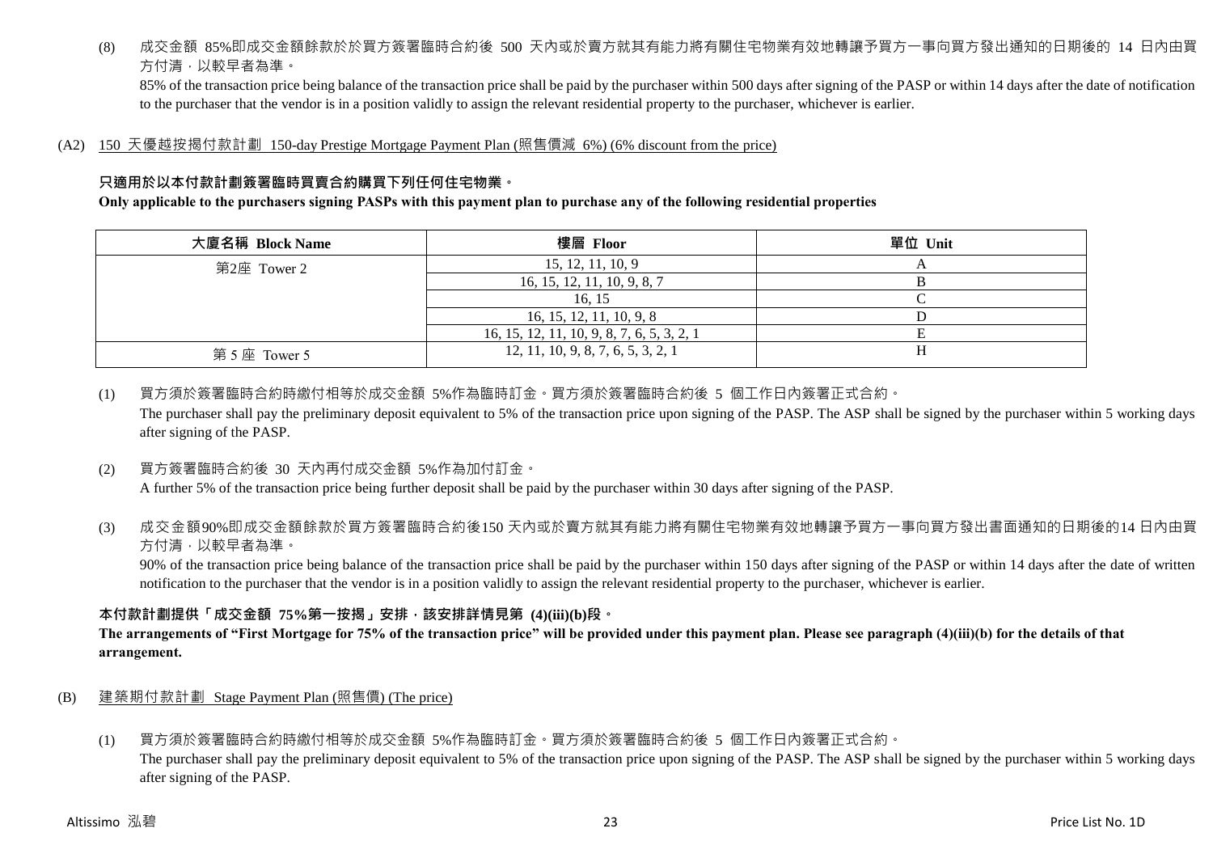(8) 成交金額 85%即成交金額餘款於於買方簽署臨時合約後 500 天內或於賣方就其有能力將有關住宅物業有效地轉讓予買方一事向買方發出通知的日期後的 14 日內由買方付清，以較早者為準。

85% of the transaction price being balance of the transaction price shall be paid by the purchaser within 500 days after signing of the PASP or within 14 days after the date of notification to the purchaser that the vendor is in a position validly to assign the relevant residential property to the purchaser, whichever is earlier.

(A2) 150 天優越按揭付款計劃 150-day Prestige Mortgage Payment Plan (照售價減 6%) (6% discount from the price)

**只適用於以本付款計劃簽署臨時買賣合約購買下列任何住宅物業。**

**Only applicable to the purchasers signing PASPs with this payment plan to purchase any of the following residential properties**

| 大廈名稱 Block Name | 樓層 Floor | 單位 Unit |
|---|---|---|
| 第2座 Tower 2 | 15, 12, 11, 10, 9 | A |
| | 16, 15, 12, 11, 10, 9, 8, 7 | B |
| | 16, 15 | C |
| | 16, 15, 12, 11, 10, 9, 8 | D |
| | 16, 15, 12, 11, 10, 9, 8, 7, 6, 5, 3, 2, 1 | E |
| 第 5 座 Tower 5 | 12, 11, 10, 9, 8, 7, 6, 5, 3, 2, 1 | H |

(1) 買方須於簽署臨時合約時繳付相等於成交金額 5%作為臨時訂金。買方須於簽署臨時合約後 5 個工作日內簽署正式合約。

The purchaser shall pay the preliminary deposit equivalent to 5% of the transaction price upon signing of the PASP. The ASP shall be signed by the purchaser within 5 working days after signing of the PASP.

(2) 買方簽署臨時合約後 30 天內再付成交金額 5%作為加付訂金。

A further 5% of the transaction price being further deposit shall be paid by the purchaser within 30 days after signing of the PASP.

(3) 成交金額90%即成交金額餘款於買方簽署臨時合約後150 天內或於賣方就其有能力將有關住宅物業有效地轉讓予買方一事向買方發出書面通知的日期後的14 日內由買方付清，以較早者為準。

90% of the transaction price being balance of the transaction price shall be paid by the purchaser within 150 days after signing of the PASP or within 14 days after the date of written notification to the purchaser that the vendor is in a position validly to assign the relevant residential property to the purchaser, whichever is earlier.

**本付款計劃提供「成交金額 75%第一按揭」安排，該安排詳情見第 (4)(iii)(b)段。**

**The arrangements of "First Mortgage for 75% of the transaction price" will be provided under this payment plan. Please see paragraph (4)(iii)(b) for the details of that arrangement.**

(B) 建築期付款計劃 Stage Payment Plan (照售價) (The price)

(1) 買方須於簽署臨時合約時繳付相等於成交金額 5%作為臨時訂金。買方須於簽署臨時合約後 5 個工作日內簽署正式合約。

The purchaser shall pay the preliminary deposit equivalent to 5% of the transaction price upon signing of the PASP. The ASP shall be signed by the purchaser within 5 working days after signing of the PASP.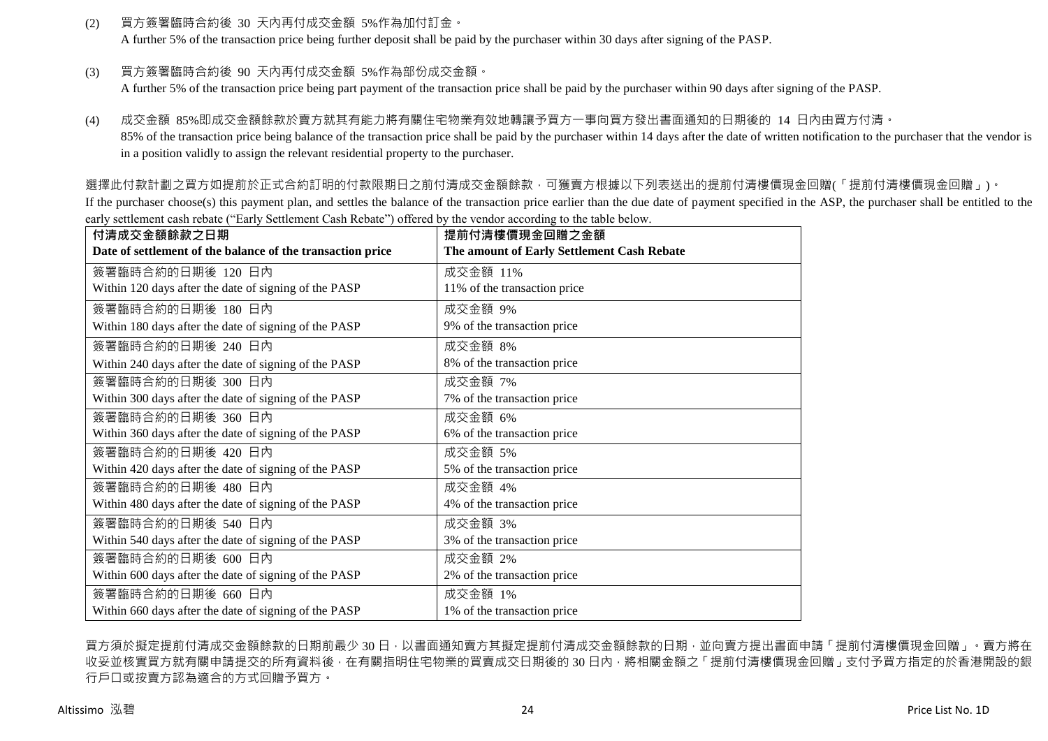(2) 買方簽署臨時合約後 30 天內再付成交金額 5%作為加付訂金。
A further 5% of the transaction price being further deposit shall be paid by the purchaser within 30 days after signing of the PASP.

(3) 買方簽署臨時合約後 90 天內再付成交金額 5%作為部份成交金額。
A further 5% of the transaction price being part payment of the transaction price shall be paid by the purchaser within 90 days after signing of the PASP.

(4) 成交金額 85%即成交金額餘款於賣方就其有能力將有關住宅物業有效地轉讓予買方一事向買方發出書面通知的日期後的 14 日內由買方付清。
85% of the transaction price being balance of the transaction price shall be paid by the purchaser within 14 days after the date of written notification to the purchaser that the vendor is in a position validly to assign the relevant residential property to the purchaser.

選擇此付款計劃之買方如提前於正式合約訂明的付款限期日之前付清成交金額餘款，可獲賣方根據以下列表送出的提前付清樓價現金回贈(「提前付清樓價現金回贈」)。
If the purchaser choose(s) this payment plan, and settles the balance of the transaction price earlier than the due date of payment specified in the ASP, the purchaser shall be entitled to the early settlement cash rebate ("Early Settlement Cash Rebate") offered by the vendor according to the table below.

| 付清成交金額餘款之日期<br>Date of settlement of the balance of the transaction price | 提前付清樓價現金回贈之金額<br>The amount of Early Settlement Cash Rebate |
|---|---|
| 簽署臨時合約的日期後 120 日內<br>Within 120 days after the date of signing of the PASP | 成交金額 11%<br>11% of the transaction price |
| 簽署臨時合約的日期後 180 日內<br>Within 180 days after the date of signing of the PASP | 成交金額 9%<br>9% of the transaction price |
| 簽署臨時合約的日期後 240 日內<br>Within 240 days after the date of signing of the PASP | 成交金額 8%<br>8% of the transaction price |
| 簽署臨時合約的日期後 300 日內<br>Within 300 days after the date of signing of the PASP | 成交金額 7%<br>7% of the transaction price |
| 簽署臨時合約的日期後 360 日內<br>Within 360 days after the date of signing of the PASP | 成交金額 6%<br>6% of the transaction price |
| 簽署臨時合約的日期後 420 日內<br>Within 420 days after the date of signing of the PASP | 成交金額 5%<br>5% of the transaction price |
| 簽署臨時合約的日期後 480 日內<br>Within 480 days after the date of signing of the PASP | 成交金額 4%<br>4% of the transaction price |
| 簽署臨時合約的日期後 540 日內<br>Within 540 days after the date of signing of the PASP | 成交金額 3%<br>3% of the transaction price |
| 簽署臨時合約的日期後 600 日內<br>Within 600 days after the date of signing of the PASP | 成交金額 2%<br>2% of the transaction price |
| 簽署臨時合約的日期後 660 日內<br>Within 660 days after the date of signing of the PASP | 成交金額 1%<br>1% of the transaction price |

買方須於擬定提前付清成交金額餘款的日期前最少 30 日，以書面通知賣方其擬定提前付清成交金額餘款的日期，並向賣方提出書面申請「提前付清樓價現金回贈」。賣方將在收妥並核實買方就有關申請提交的所有資料後，在有關指明住宅物業的買賣成交日期後的 30 日內，將相關金額之「提前付清樓價現金回贈」支付予買方指定的於香港開設的銀行戶口或按賣方認為適合的方式回贈予買方。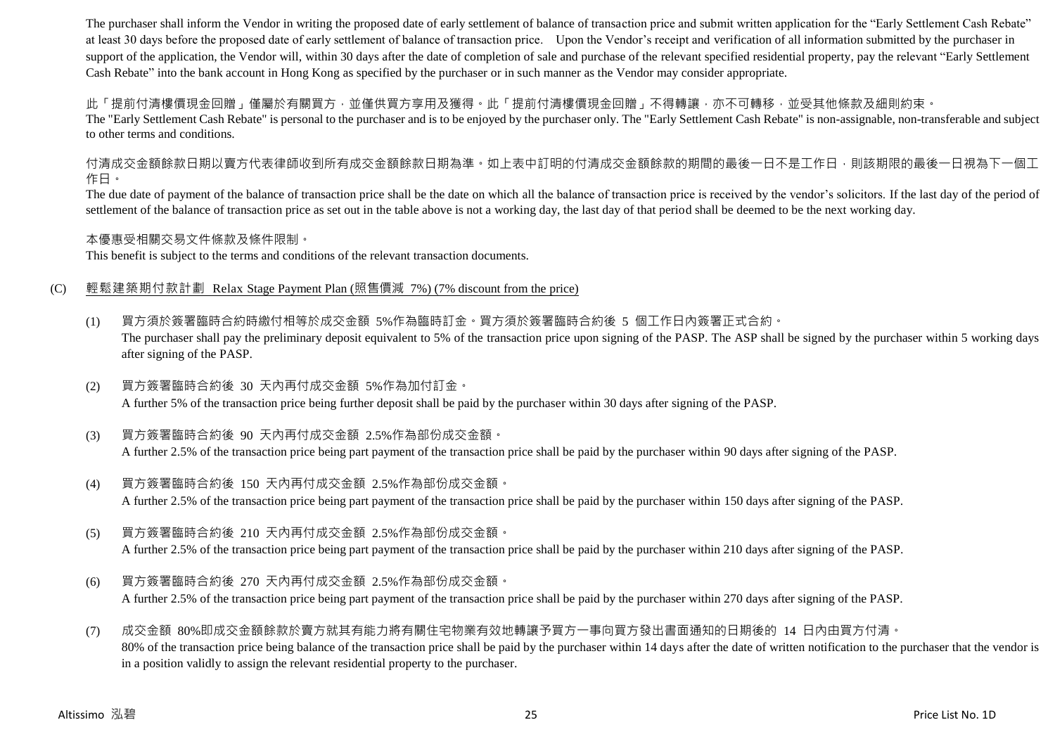The purchaser shall inform the Vendor in writing the proposed date of early settlement of balance of transaction price and submit written application for the "Early Settlement Cash Rebate" at least 30 days before the proposed date of early settlement of balance of transaction price. Upon the Vendor's receipt and verification of all information submitted by the purchaser in support of the application, the Vendor will, within 30 days after the date of completion of sale and purchase of the relevant specified residential property, pay the relevant "Early Settlement Cash Rebate" into the bank account in Hong Kong as specified by the purchaser or in such manner as the Vendor may consider appropriate.

此「提前付清樓價現金回贈」僅屬於有關買方，並僅供買方享用及獲得。此「提前付清樓價現金回贈」不得轉讓，亦不可轉移，並受其他條款及細則約束。
The "Early Settlement Cash Rebate" is personal to the purchaser and is to be enjoyed by the purchaser only. The "Early Settlement Cash Rebate" is non-assignable, non-transferable and subject to other terms and conditions.

付清成交金額餘款日期以賣方代表律師收到所有成交金額餘款日期為準。如上表中訂明的付清成交金額餘款的期間的最後一日不是工作日，則該期限的最後一日視為下一個工作日。
The due date of payment of the balance of transaction price shall be the date on which all the balance of transaction price is received by the vendor's solicitors. If the last day of the period of settlement of the balance of transaction price as set out in the table above is not a working day, the last day of that period shall be deemed to be the next working day.

本優惠受相關交易文件條款及條件限制。
This benefit is subject to the terms and conditions of the relevant transaction documents.

(C) 輕鬆建築期付款計劃 Relax Stage Payment Plan (照售價減 7%) (7% discount from the price)

(1) 買方須於簽署臨時合約時繳付相等於成交金額 5%作為臨時訂金。買方須於簽署臨時合約後 5 個工作日內簽署正式合約。
The purchaser shall pay the preliminary deposit equivalent to 5% of the transaction price upon signing of the PASP. The ASP shall be signed by the purchaser within 5 working days after signing of the PASP.

(2) 買方簽署臨時合約後 30 天內再付成交金額 5%作為加付訂金。
A further 5% of the transaction price being further deposit shall be paid by the purchaser within 30 days after signing of the PASP.

(3) 買方簽署臨時合約後 90 天內再付成交金額 2.5%作為部份成交金額。
A further 2.5% of the transaction price being part payment of the transaction price shall be paid by the purchaser within 90 days after signing of the PASP.

(4) 買方簽署臨時合約後 150 天內再付成交金額 2.5%作為部份成交金額。
A further 2.5% of the transaction price being part payment of the transaction price shall be paid by the purchaser within 150 days after signing of the PASP.

(5) 買方簽署臨時合約後 210 天內再付成交金額 2.5%作為部份成交金額。
A further 2.5% of the transaction price being part payment of the transaction price shall be paid by the purchaser within 210 days after signing of the PASP.

(6) 買方簽署臨時合約後 270 天內再付成交金額 2.5%作為部份成交金額。
A further 2.5% of the transaction price being part payment of the transaction price shall be paid by the purchaser within 270 days after signing of the PASP.

(7) 成交金額 80%即成交金額餘款於賣方就其有能力將有關住宅物業有效地轉讓予買方一事向買方發出書面通知的日期後的 14 日內由買方付清。
80% of the transaction price being balance of the transaction price shall be paid by the purchaser within 14 days after the date of written notification to the purchaser that the vendor is in a position validly to assign the relevant residential property to the purchaser.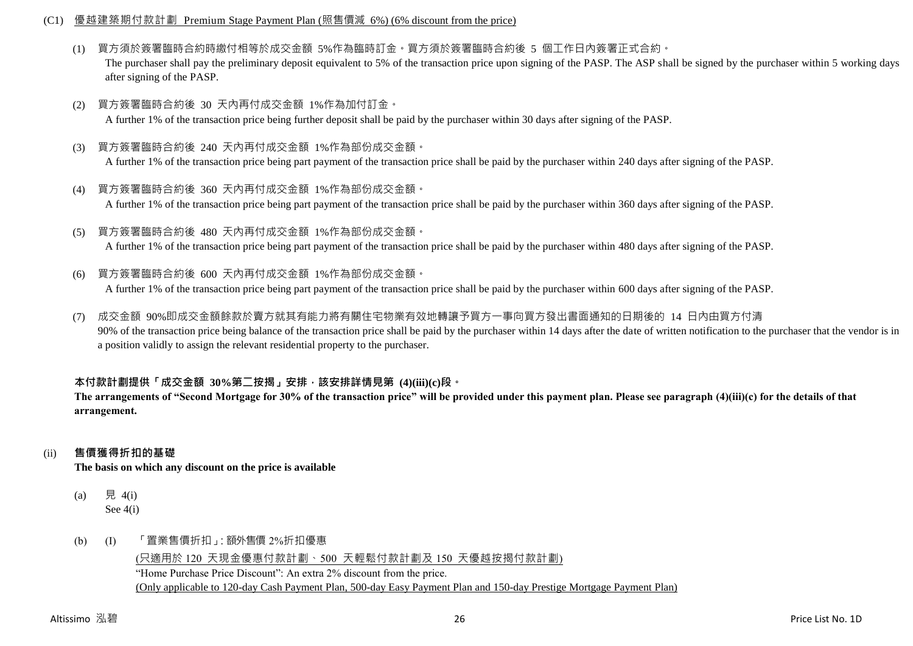(C1) <u>優越建築期付款計劃 Premium Stage Payment Plan (照售價減 6%) (6% discount from the price)</u>

(1) 買方須於簽署臨時合約時繳付相等於成交金額 5%作為臨時訂金。買方須於簽署臨時合約後 5 個工作日內簽署正式合約。
The purchaser shall pay the preliminary deposit equivalent to 5% of the transaction price upon signing of the PASP. The ASP shall be signed by the purchaser within 5 working days after signing of the PASP.

(2) 買方簽署臨時合約後 30 天內再付成交金額 1%作為加付訂金。
A further 1% of the transaction price being further deposit shall be paid by the purchaser within 30 days after signing of the PASP.

(3) 買方簽署臨時合約後 240 天內再付成交金額 1%作為部份成交金額。
A further 1% of the transaction price being part payment of the transaction price shall be paid by the purchaser within 240 days after signing of the PASP.

(4) 買方簽署臨時合約後 360 天內再付成交金額 1%作為部份成交金額。
A further 1% of the transaction price being part payment of the transaction price shall be paid by the purchaser within 360 days after signing of the PASP.

(5) 買方簽署臨時合約後 480 天內再付成交金額 1%作為部份成交金額。
A further 1% of the transaction price being part payment of the transaction price shall be paid by the purchaser within 480 days after signing of the PASP.

(6) 買方簽署臨時合約後 600 天內再付成交金額 1%作為部份成交金額。
A further 1% of the transaction price being part payment of the transaction price shall be paid by the purchaser within 600 days after signing of the PASP.

(7) 成交金額 90%即成交金額餘款於賣方就其有能力將有關住宅物業有效地轉讓予買方一事向買方發出書面通知的日期後的 14 日內由買方付清
90% of the transaction price being balance of the transaction price shall be paid by the purchaser within 14 days after the date of written notification to the purchaser that the vendor is in a position validly to assign the relevant residential property to the purchaser.

**本付款計劃提供「成交金額 30%第二按揭」安排，該安排詳情見第 (4)(iii)(c)段。**
**The arrangements of "Second Mortgage for 30% of the transaction price" will be provided under this payment plan. Please see paragraph (4)(iii)(c) for the details of that arrangement.**

(ii) **售價獲得折扣的基礎**
**The basis on which any discount on the price is available**

(a) 見 4(i)
See 4(i)

(b) (I) 「置業售價折扣」: 額外售價 2%折扣優惠
<u>(只適用於 120 天現金優惠付款計劃、500 天輕鬆付款計劃及 150 天優越按揭付款計劃)</u>
"Home Purchase Price Discount": An extra 2% discount from the price.
<u>(Only applicable to 120-day Cash Payment Plan, 500-day Easy Payment Plan and 150-day Prestige Mortgage Payment Plan)</u>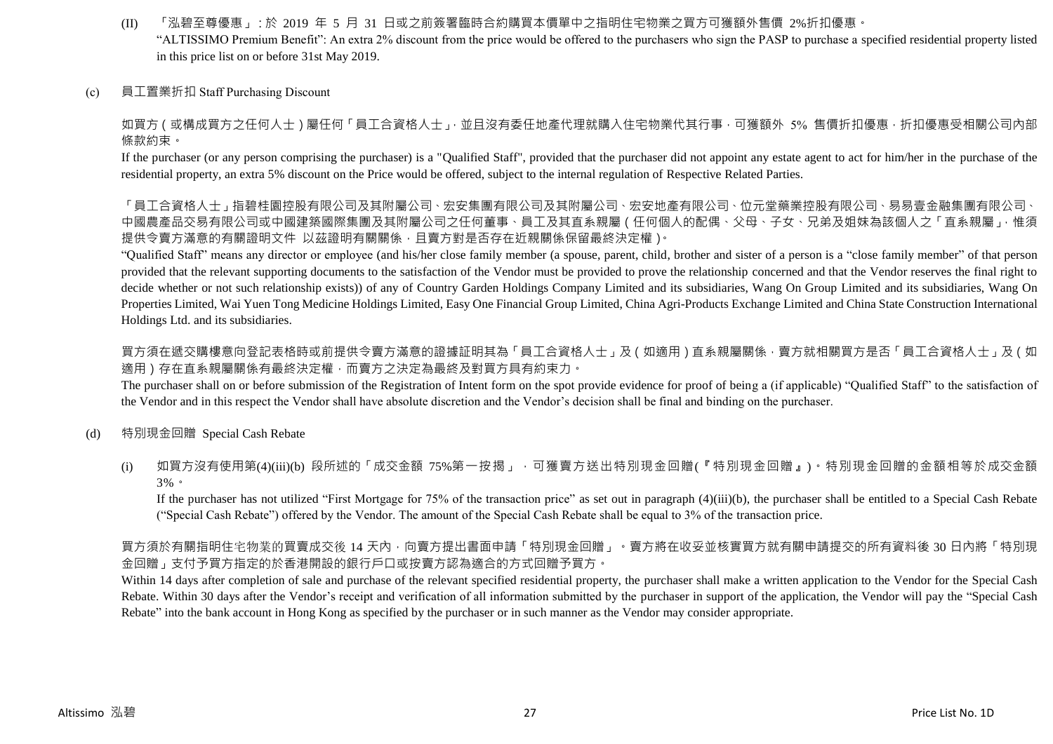(II) 「泓碧至尊優惠」：於 2019 年 5 月 31 日或之前簽署臨時合約購買本價單中之指明住宅物業之買方可獲額外售價 2%折扣優惠。
"ALTISSIMO Premium Benefit": An extra 2% discount from the price would be offered to the purchasers who sign the PASP to purchase a specified residential property listed in this price list on or before 31st May 2019.

(c) 員工置業折扣 Staff Purchasing Discount

如買方（或構成買方之任何人士）屬任何「員工合資格人士」，並且沒有委任地產代理就購入住宅物業代其行事，可獲額外 5% 售價折扣優惠，折扣優惠受相關公司內部條款約束。
If the purchaser (or any person comprising the purchaser) is a "Qualified Staff", provided that the purchaser did not appoint any estate agent to act for him/her in the purchase of the residential property, an extra 5% discount on the Price would be offered, subject to the internal regulation of Respective Related Parties.

「員工合資格人士」指碧桂園控股有限公司及其附屬公司、宏安集團有限公司及其附屬公司、宏安地產有限公司、位元堂藥業控股有限公司、易易壹金融集團有限公司、中國農產品交易有限公司或中國建築國際集團及其附屬公司之任何董事、員工及其直系親屬（任何個人的配偶、父母、子女、兄弟及姐妹為該個人之「直系親屬」，惟須提供令賣方滿意的有關證明文件 以茲證明有關關係，且賣方對是否存在近親關係保留最終決定權）。
"Qualified Staff" means any director or employee (and his/her close family member (a spouse, parent, child, brother and sister of a person is a "close family member" of that person provided that the relevant supporting documents to the satisfaction of the Vendor must be provided to prove the relationship concerned and that the Vendor reserves the final right to decide whether or not such relationship exists)) of any of Country Garden Holdings Company Limited and its subsidiaries, Wang On Group Limited and its subsidiaries, Wang On Properties Limited, Wai Yuen Tong Medicine Holdings Limited, Easy One Financial Group Limited, China Agri-Products Exchange Limited and China State Construction International Holdings Ltd. and its subsidiaries.

買方須在遞交購樓意向登記表格時或前提供令賣方滿意的證據証明其為「員工合資格人士」及（如適用）直系親屬關係，賣方就相關買方是否「員工合資格人士」及（如適用）存在直系親屬關係有最終決定權，而賣方之決定為最終及對買方具有約束力。
The purchaser shall on or before submission of the Registration of Intent form on the spot provide evidence for proof of being a (if applicable) "Qualified Staff" to the satisfaction of the Vendor and in this respect the Vendor shall have absolute discretion and the Vendor's decision shall be final and binding on the purchaser.

(d) 特別現金回贈 Special Cash Rebate

(i) 如買方沒有使用第(4)(iii)(b) 段所述的「成交金額 75%第一按揭」，可獲賣方送出特別現金回贈(『特別現金回贈』)。特別現金回贈的金額相等於成交金額 3%。
If the purchaser has not utilized "First Mortgage for 75% of the transaction price" as set out in paragraph (4)(iii)(b), the purchaser shall be entitled to a Special Cash Rebate ("Special Cash Rebate") offered by the Vendor. The amount of the Special Cash Rebate shall be equal to 3% of the transaction price.

買方須於有關指明住宅物業的買賣成交後 14 天內，向賣方提出書面申請「特別現金回贈」。賣方將在收妥並核實買方就有關申請提交的所有資料後 30 日內將「特別現金回贈」支付予買方指定的於香港開設的銀行戶口或按賣方認為適合的方式回贈予買方。
Within 14 days after completion of sale and purchase of the relevant specified residential property, the purchaser shall make a written application to the Vendor for the Special Cash Rebate. Within 30 days after the Vendor's receipt and verification of all information submitted by the purchaser in support of the application, the Vendor will pay the "Special Cash Rebate" into the bank account in Hong Kong as specified by the purchaser or in such manner as the Vendor may consider appropriate.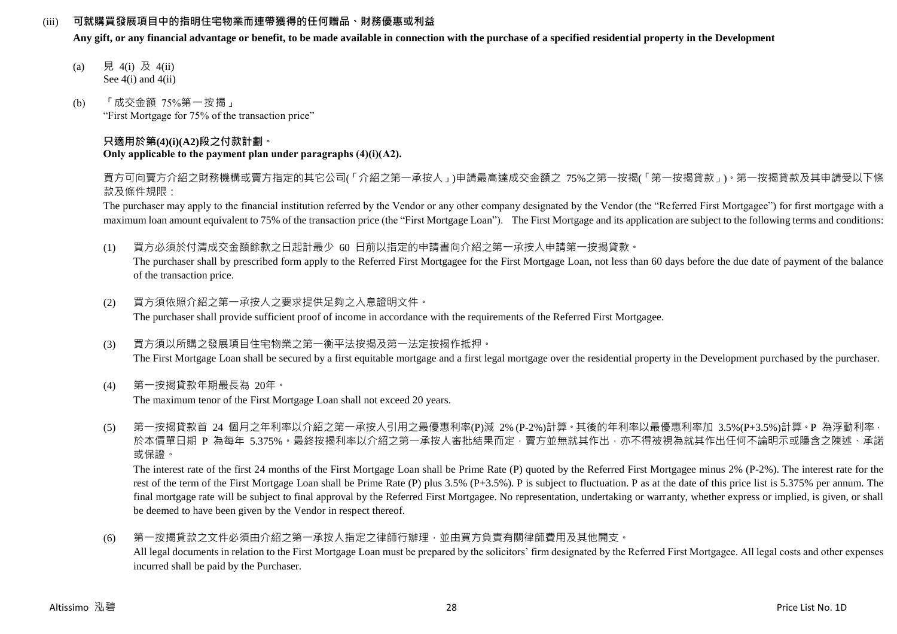(iii) **可就購買發展項目中的指明住宅物業而連帶獲得的任何贈品、財務優惠或利益**

**Any gift, or any financial advantage or benefit, to be made available in connection with the purchase of a specified residential property in the Development**

(a) 見 4(i) 及 4(ii)
See 4(i) and 4(ii)

(b) 「成交金額 75%第一按揭」
"First Mortgage for 75% of the transaction price"

**只適用於第(4)(i)(A2)段之付款計劃。**
**Only applicable to the payment plan under paragraphs (4)(i)(A2).**

買方可向賣方介紹之財務機構或賣方指定的其它公司(「介紹之第一承按人」)申請最高達成交金額之 75%之第一按揭(「第一按揭貸款」)。第一按揭貸款及其申請受以下條款及條件規限：

The purchaser may apply to the financial institution referred by the Vendor or any other company designated by the Vendor (the "Referred First Mortgagee") for first mortgage with a maximum loan amount equivalent to 75% of the transaction price (the "First Mortgage Loan"). The First Mortgage and its application are subject to the following terms and conditions:

(1) 買方必須於付清成交金額餘款之日起計最少 60 日前以指定的申請書向介紹之第一承按人申請第一按揭貸款。
The purchaser shall by prescribed form apply to the Referred First Mortgagee for the First Mortgage Loan, not less than 60 days before the due date of payment of the balance of the transaction price.

(2) 買方須依照介紹之第一承按人之要求提供足夠之入息證明文件。
The purchaser shall provide sufficient proof of income in accordance with the requirements of the Referred First Mortgagee.

(3) 買方須以所購之發展項目住宅物業之第一衡平法按揭及第一法定按揭作抵押。
The First Mortgage Loan shall be secured by a first equitable mortgage and a first legal mortgage over the residential property in the Development purchased by the purchaser.

(4) 第一按揭貸款年期最長為 20年。
The maximum tenor of the First Mortgage Loan shall not exceed 20 years.

(5) 第一按揭貸款首 24 個月之年利率以介紹之第一承按人引用之最優惠利率(P)減 2% (P-2%)計算。其後的年利率以最優惠利率加 3.5%(P+3.5%)計算。P 為浮動利率，於本價單日期 P 為每年 5.375%。最終按揭利率以介紹之第一承按人審批結果而定，賣方並無就其作出，亦不得被視為就其作出任何不論明示或隱含之陳述、承諾或保證。
The interest rate of the first 24 months of the First Mortgage Loan shall be Prime Rate (P) quoted by the Referred First Mortgagee minus 2% (P-2%). The interest rate for the rest of the term of the First Mortgage Loan shall be Prime Rate (P) plus 3.5% (P+3.5%). P is subject to fluctuation. P as at the date of this price list is 5.375% per annum. The final mortgage rate will be subject to final approval by the Referred First Mortgagee. No representation, undertaking or warranty, whether express or implied, is given, or shall be deemed to have been given by the Vendor in respect thereof.

(6) 第一按揭貸款之文件必須由介紹之第一承按人指定之律師行辦理，並由買方負責有關律師費用及其他開支。
All legal documents in relation to the First Mortgage Loan must be prepared by the solicitors' firm designated by the Referred First Mortgagee. All legal costs and other expenses incurred shall be paid by the Purchaser.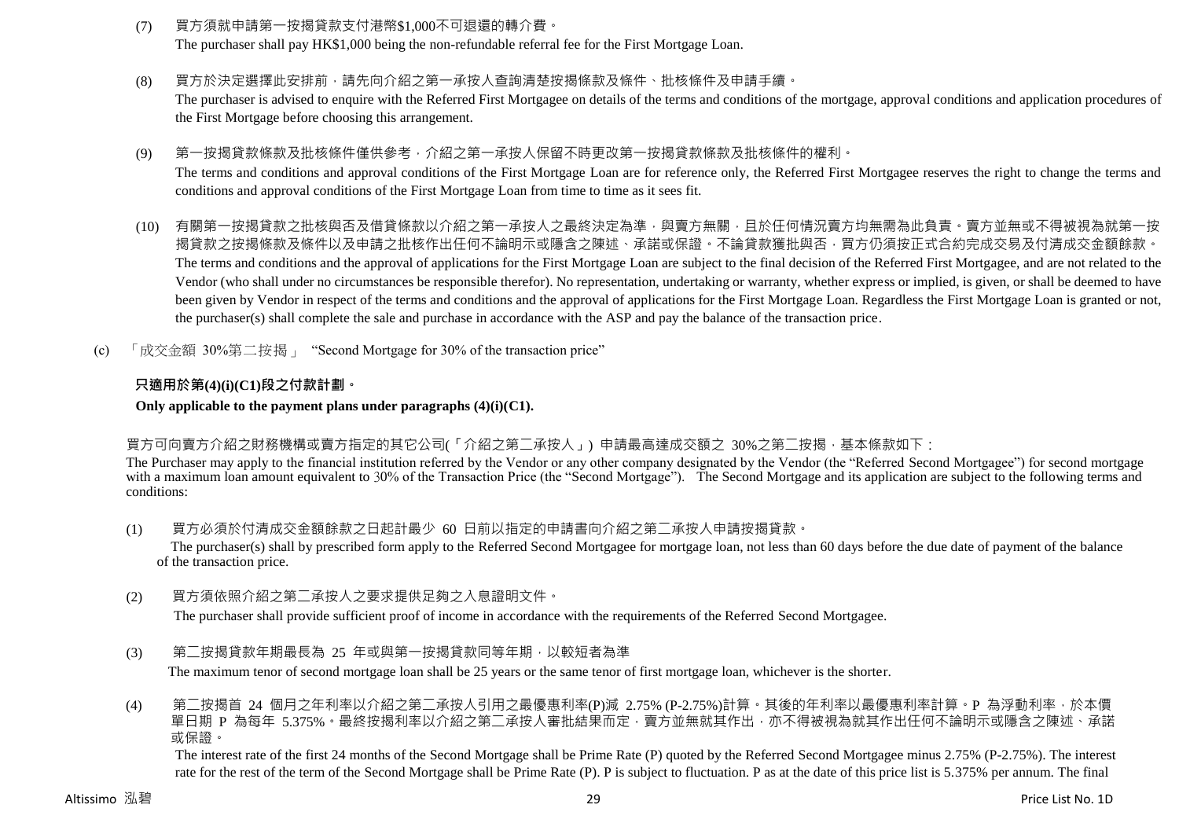(7) 買方須就申請第一按揭貸款支付港幣$1,000不可退還的轉介費。
The purchaser shall pay HK$1,000 being the non-refundable referral fee for the First Mortgage Loan.

(8) 買方於決定選擇此安排前，請先向介紹之第一承按人查詢清楚按揭條款及條件、批核條件及申請手續。
The purchaser is advised to enquire with the Referred First Mortgagee on details of the terms and conditions of the mortgage, approval conditions and application procedures of the First Mortgage before choosing this arrangement.

(9) 第一按揭貸款條款及批核條件僅供參考，介紹之第一承按人保留不時更改第一按揭貸款條款及批核條件的權利。
The terms and conditions and approval conditions of the First Mortgage Loan are for reference only, the Referred First Mortgagee reserves the right to change the terms and conditions and approval conditions of the First Mortgage Loan from time to time as it sees fit.

(10) 有關第一按揭貸款之批核與否及借貸條款以介紹之第一承按人之最終決定為準，與賣方無關，且於任何情況賣方均無需為此負責。賣方並無或不得被視為就第一按揭貸款之按揭條款及條件以及申請之批核作出任何不論明示或隱含之陳述、承諾或保證。不論貸款獲批與否，買方仍須按正式合約完成交易及付清成交金額餘款。
The terms and conditions and the approval of applications for the First Mortgage Loan are subject to the final decision of the Referred First Mortgagee, and are not related to the Vendor (who shall under no circumstances be responsible therefor). No representation, undertaking or warranty, whether express or implied, is given, or shall be deemed to have been given by Vendor in respect of the terms and conditions and the approval of applications for the First Mortgage Loan. Regardless the First Mortgage Loan is granted or not, the purchaser(s) shall complete the sale and purchase in accordance with the ASP and pay the balance of the transaction price.

(c) 「成交金額 30%第二按揭」 "Second Mortgage for 30% of the transaction price"

**只適用於第(4)(i)(C1)段之付款計劃。**

**Only applicable to the payment plans under paragraphs (4)(i)(C1).**

買方可向賣方介紹之財務機構或賣方指定的其它公司(「介紹之第二承按人」) 申請最高達成交額之 30%之第二按揭，基本條款如下：
The Purchaser may apply to the financial institution referred by the Vendor or any other company designated by the Vendor (the "Referred Second Mortgagee") for second mortgage with a maximum loan amount equivalent to 30% of the Transaction Price (the "Second Mortgage"). The Second Mortgage and its application are subject to the following terms and conditions:

(1) 買方必須於付清成交金額餘款之日起計最少 60 日前以指定的申請書向介紹之第二承按人申請按揭貸款。
The purchaser(s) shall by prescribed form apply to the Referred Second Mortgagee for mortgage loan, not less than 60 days before the due date of payment of the balance of the transaction price.

(2) 買方須依照介紹之第二承按人之要求提供足夠之入息證明文件。
The purchaser shall provide sufficient proof of income in accordance with the requirements of the Referred Second Mortgagee.

(3) 第二按揭貸款年期最長為 25 年或與第一按揭貸款同等年期，以較短者為準
The maximum tenor of second mortgage loan shall be 25 years or the same tenor of first mortgage loan, whichever is the shorter.

(4) 第二按揭首 24 個月之年利率以介紹之第二承按人引用之最優惠利率(P)減 2.75% (P-2.75%)計算。其後的年利率以最優惠利率計算。P 為浮動利率，於本價單日期 P 為每年 5.375%。最終按揭利率以介紹之第二承按人審批結果而定，賣方並無就其作出，亦不得被視為就其作出任何不論明示或隱含之陳述、承諾或保證。
The interest rate of the first 24 months of the Second Mortgage shall be Prime Rate (P) quoted by the Referred Second Mortgagee minus 2.75% (P-2.75%). The interest rate for the rest of the term of the Second Mortgage shall be Prime Rate (P). P is subject to fluctuation. P as at the date of this price list is 5.375% per annum. The final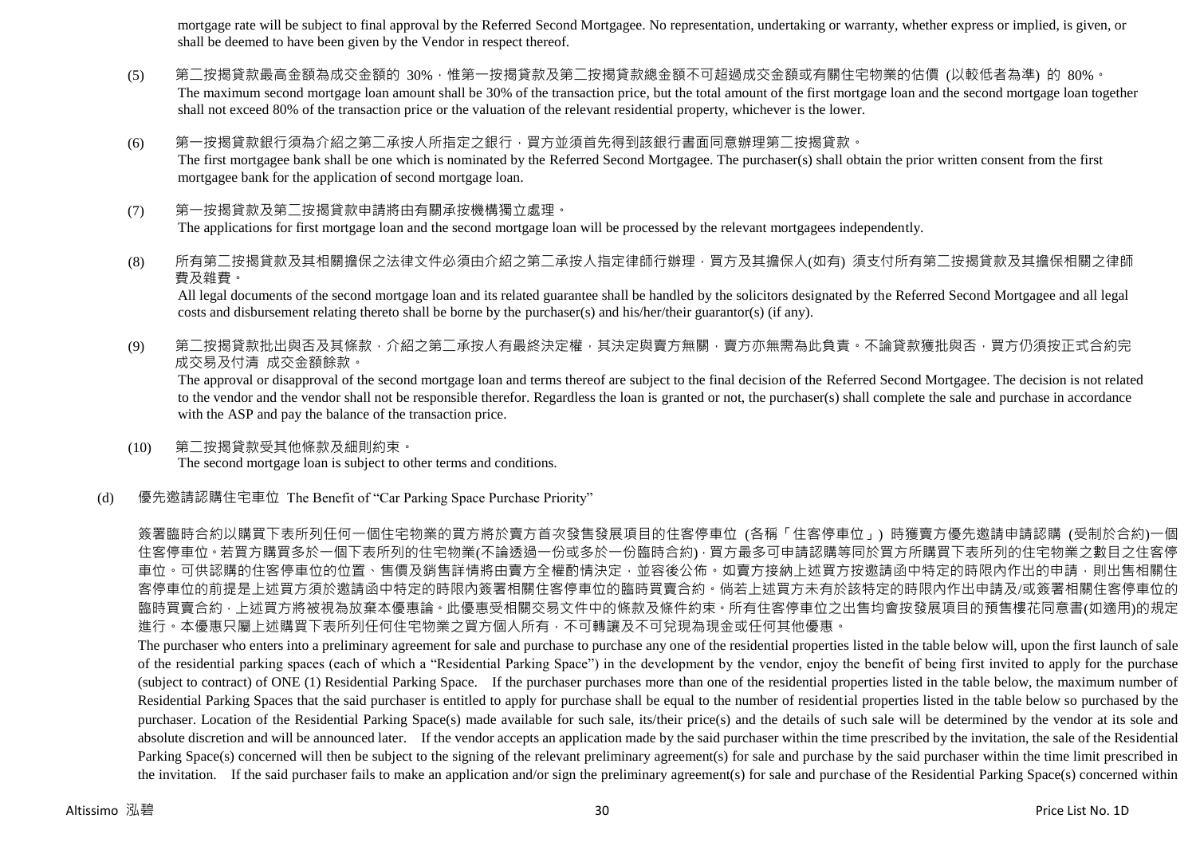mortgage rate will be subject to final approval by the Referred Second Mortgagee. No representation, undertaking or warranty, whether express or implied, is given, or shall be deemed to have been given by the Vendor in respect thereof.

(5) 第二按揭貸款最高金額為成交金額的 30%，惟第一按揭貸款及第二按揭貸款總金額不可超過成交金額或有關住宅物業的估價 (以較低者為準) 的 80%。
The maximum second mortgage loan amount shall be 30% of the transaction price, but the total amount of the first mortgage loan and the second mortgage loan together shall not exceed 80% of the transaction price or the valuation of the relevant residential property, whichever is the lower.

(6) 第一按揭貸款銀行須為介紹之第二承按人所指定之銀行，買方並須首先得到該銀行書面同意辦理第二按揭貸款。
The first mortgagee bank shall be one which is nominated by the Referred Second Mortgagee. The purchaser(s) shall obtain the prior written consent from the first mortgagee bank for the application of second mortgage loan.

(7) 第一按揭貸款及第二按揭貸款申請將由有關承按機構獨立處理。
The applications for first mortgage loan and the second mortgage loan will be processed by the relevant mortgagees independently.

(8) 所有第二按揭貸款及其相關擔保之法律文件必須由介紹之第二承按人指定律師行辦理，買方及其擔保人(如有) 須支付所有第二按揭貸款及其擔保相關之律師費及雜費。
All legal documents of the second mortgage loan and its related guarantee shall be handled by the solicitors designated by the Referred Second Mortgagee and all legal costs and disbursement relating thereto shall be borne by the purchaser(s) and his/her/their guarantor(s) (if any).

(9) 第二按揭貸款批出與否及其條款，介紹之第二承按人有最終決定權，其決定與賣方無關，賣方亦無需為此負責。不論貸款獲批與否，買方仍須按正式合約完成交易及付清 成交金額餘款。
The approval or disapproval of the second mortgage loan and terms thereof are subject to the final decision of the Referred Second Mortgagee. The decision is not related to the vendor and the vendor shall not be responsible therefor. Regardless the loan is granted or not, the purchaser(s) shall complete the sale and purchase in accordance with the ASP and pay the balance of the transaction price.

(10) 第二按揭貸款受其他條款及細則約束。
The second mortgage loan is subject to other terms and conditions.

(d) 優先邀請認購住宅車位 The Benefit of "Car Parking Space Purchase Priority"

簽署臨時合約以購買下表所列任何一個住宅物業的買方將於賣方首次發售發展項目的住客停車位 (各稱「住客停車位」) 時獲賣方優先邀請申請認購 (受制於合約)一個住客停車位。若買方購買多於一個下表所列的住宅物業(不論透過一份或多於一份臨時合約)，買方最多可申請認購等同於買方所購買下表所列的住宅物業之數目之住客停車位。可供認購的住客停車位的位置、售價及銷售詳情將由賣方全權酌情決定，並容後公佈。如賣方接納上述買方按邀請函中特定的時限內作出的申請，則出售相關住客停車位的前提是上述買方須於邀請函中特定的時限內簽署相關住客停車位的臨時買賣合約。倘若上述買方未有於該特定的時限內作出申請及/或簽署相關住客停車位的臨時買賣合約，上述買方將被視為放棄本優惠論。此優惠受相關交易文件中的條款及條件約束。所有住客停車位之出售均會按發展項目的預售樓花同意書(如適用)的規定進行。本優惠只屬上述購買下表所列任何住宅物業之買方個人所有，不可轉讓及不可兌現為現金或任何其他優惠。

The purchaser who enters into a preliminary agreement for sale and purchase to purchase any one of the residential properties listed in the table below will, upon the first launch of sale of the residential parking spaces (each of which a "Residential Parking Space") in the development by the vendor, enjoy the benefit of being first invited to apply for the purchase (subject to contract) of ONE (1) Residential Parking Space. If the purchaser purchases more than one of the residential properties listed in the table below, the maximum number of Residential Parking Spaces that the said purchaser is entitled to apply for purchase shall be equal to the number of residential properties listed in the table below so purchased by the purchaser. Location of the Residential Parking Space(s) made available for such sale, its/their price(s) and the details of such sale will be determined by the vendor at its sole and absolute discretion and will be announced later. If the vendor accepts an application made by the said purchaser within the time prescribed by the invitation, the sale of the Residential Parking Space(s) concerned will then be subject to the signing of the relevant preliminary agreement(s) for sale and purchase by the said purchaser within the time limit prescribed in the invitation. If the said purchaser fails to make an application and/or sign the preliminary agreement(s) for sale and purchase of the Residential Parking Space(s) concerned within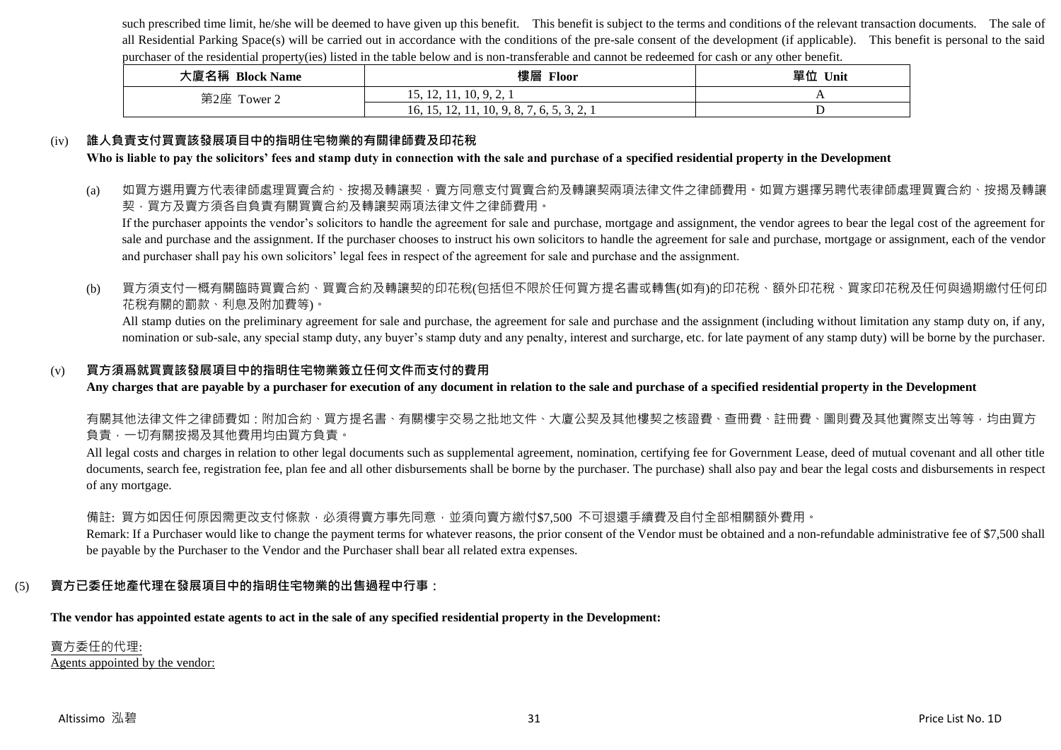such prescribed time limit, he/she will be deemed to have given up this benefit. This benefit is subject to the terms and conditions of the relevant transaction documents. The sale of all Residential Parking Space(s) will be carried out in accordance with the conditions of the pre-sale consent of the development (if applicable). This benefit is personal to the said purchaser of the residential property(ies) listed in the table below and is non-transferable and cannot be redeemed for cash or any other benefit.

| 大廈名稱 Block Name | 樓層 Floor | 單位 Unit |
| --- | --- | --- |
| 第2座 Tower 2 | 15, 12, 11, 10, 9, 2, 1 | A |
| | 16, 15, 12, 11, 10, 9, 8, 7, 6, 5, 3, 2, 1 | D |

(iv) **誰人負責支付買賣該發展項目中的指明住宅物業的有關律師費及印花稅**

**Who is liable to pay the solicitors' fees and stamp duty in connection with the sale and purchase of a specified residential property in the Development**

(a) 如買方選用賣方代表律師處理買賣合約、按揭及轉讓契，賣方同意支付買賣合約及轉讓契兩項法律文件之律師費用。如買方選擇另聘代表律師處理買賣合約、按揭及轉讓契，買方及賣方須各自負責有關買賣合約及轉讓契兩項法律文件之律師費用。

If the purchaser appoints the vendor's solicitors to handle the agreement for sale and purchase, mortgage and assignment, the vendor agrees to bear the legal cost of the agreement for sale and purchase and the assignment. If the purchaser chooses to instruct his own solicitors to handle the agreement for sale and purchase, mortgage or assignment, each of the vendor and purchaser shall pay his own solicitors' legal fees in respect of the agreement for sale and purchase and the assignment.

(b) 買方須支付一概有關臨時買賣合約、買賣合約及轉讓契的印花稅(包括但不限於任何買方提名書或轉售(如有)的印花稅、額外印花稅、買家印花稅及任何與過期繳付任何印花稅有關的罰款、利息及附加費等)。

All stamp duties on the preliminary agreement for sale and purchase, the agreement for sale and purchase and the assignment (including without limitation any stamp duty on, if any, nomination or sub-sale, any special stamp duty, any buyer's stamp duty and any penalty, interest and surcharge, etc. for late payment of any stamp duty) will be borne by the purchaser.

(v) **買方須爲就買賣該發展項目中的指明住宅物業簽立任何文件而支付的費用**

**Any charges that are payable by a purchaser for execution of any document in relation to the sale and purchase of a specified residential property in the Development**

有關其他法律文件之律師費如：附加合約、買方提名書、有關樓宇交易之批地文件、大廈公契及其他樓契之核證費、查冊費、註冊費、圖則費及其他實際支出等等，均由買方負責，一切有關按揭及其他費用均由買方負責。

All legal costs and charges in relation to other legal documents such as supplemental agreement, nomination, certifying fee for Government Lease, deed of mutual covenant and all other title documents, search fee, registration fee, plan fee and all other disbursements shall be borne by the purchaser. The purchase) shall also pay and bear the legal costs and disbursements in respect of any mortgage.

備註: 買方如因任何原因需更改支付條款，必須得賣方事先同意，並須向賣方繳付$7,500 不可退還手續費及自付全部相關額外費用。

Remark: If a Purchaser would like to change the payment terms for whatever reasons, the prior consent of the Vendor must be obtained and a non-refundable administrative fee of $7,500 shall be payable by the Purchaser to the Vendor and the Purchaser shall bear all related extra expenses.

(5) **賣方已委任地產代理在發展項目中的指明住宅物業的出售過程中行事：**

**The vendor has appointed estate agents to act in the sale of any specified residential property in the Development:**

賣方委任的代理:
Agents appointed by the vendor: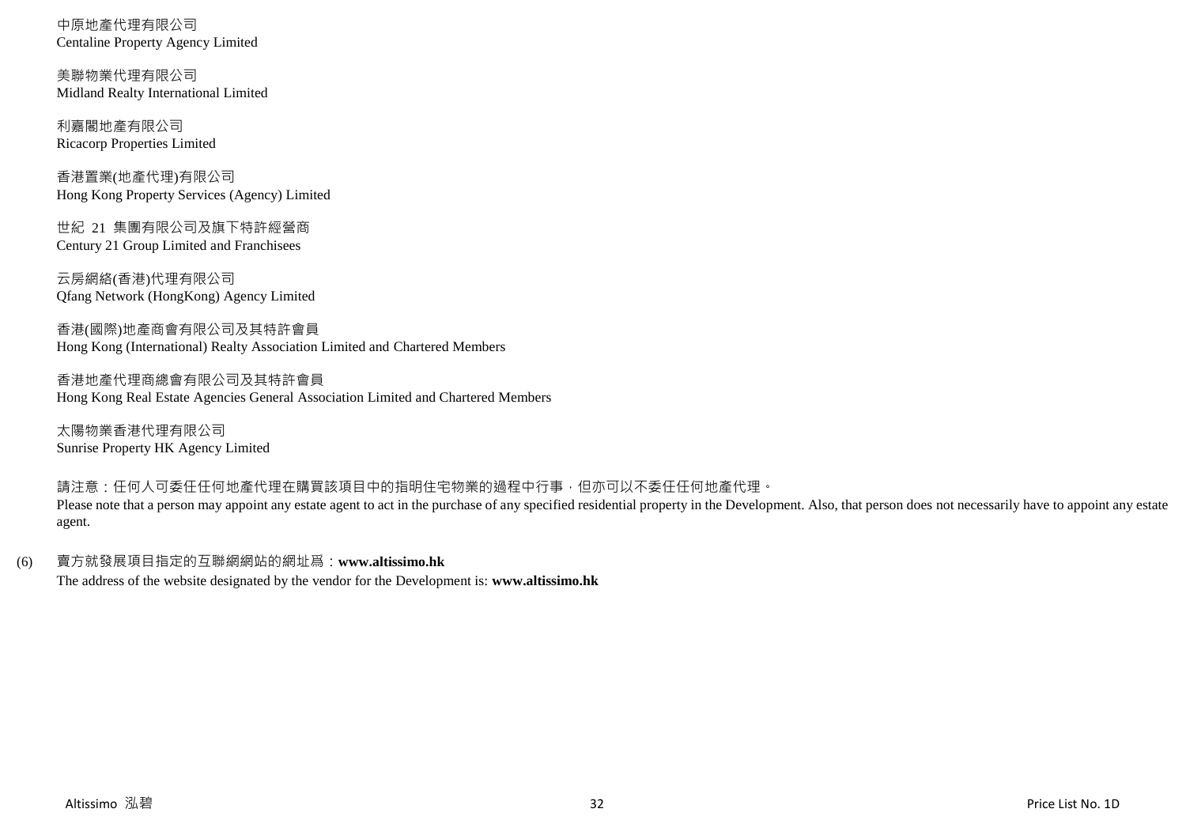中原地產代理有限公司
Centaline Property Agency Limited

美聯物業代理有限公司
Midland Realty International Limited

利嘉閣地產有限公司
Ricacorp Properties Limited

香港置業(地產代理)有限公司
Hong Kong Property Services (Agency) Limited

世紀 21 集團有限公司及旗下特許經營商
Century 21 Group Limited and Franchisees

云房網絡(香港)代理有限公司
Qfang Network (HongKong) Agency Limited

香港(國際)地產商會有限公司及其特許會員
Hong Kong (International) Realty Association Limited and Chartered Members

香港地產代理商總會有限公司及其特許會員
Hong Kong Real Estate Agencies General Association Limited and Chartered Members

太陽物業香港代理有限公司
Sunrise Property HK Agency Limited

請注意：任何人可委任任何地產代理在購買該項目中的指明住宅物業的過程中行事，但亦可以不委任任何地產代理。
Please note that a person may appoint any estate agent to act in the purchase of any specified residential property in the Development. Also, that person does not necessarily have to appoint any estate agent.

(6) 賣方就發展項目指定的互聯網網站的網址爲：**www.altissimo.hk**
The address of the website designated by the vendor for the Development is: **www.altissimo.hk**